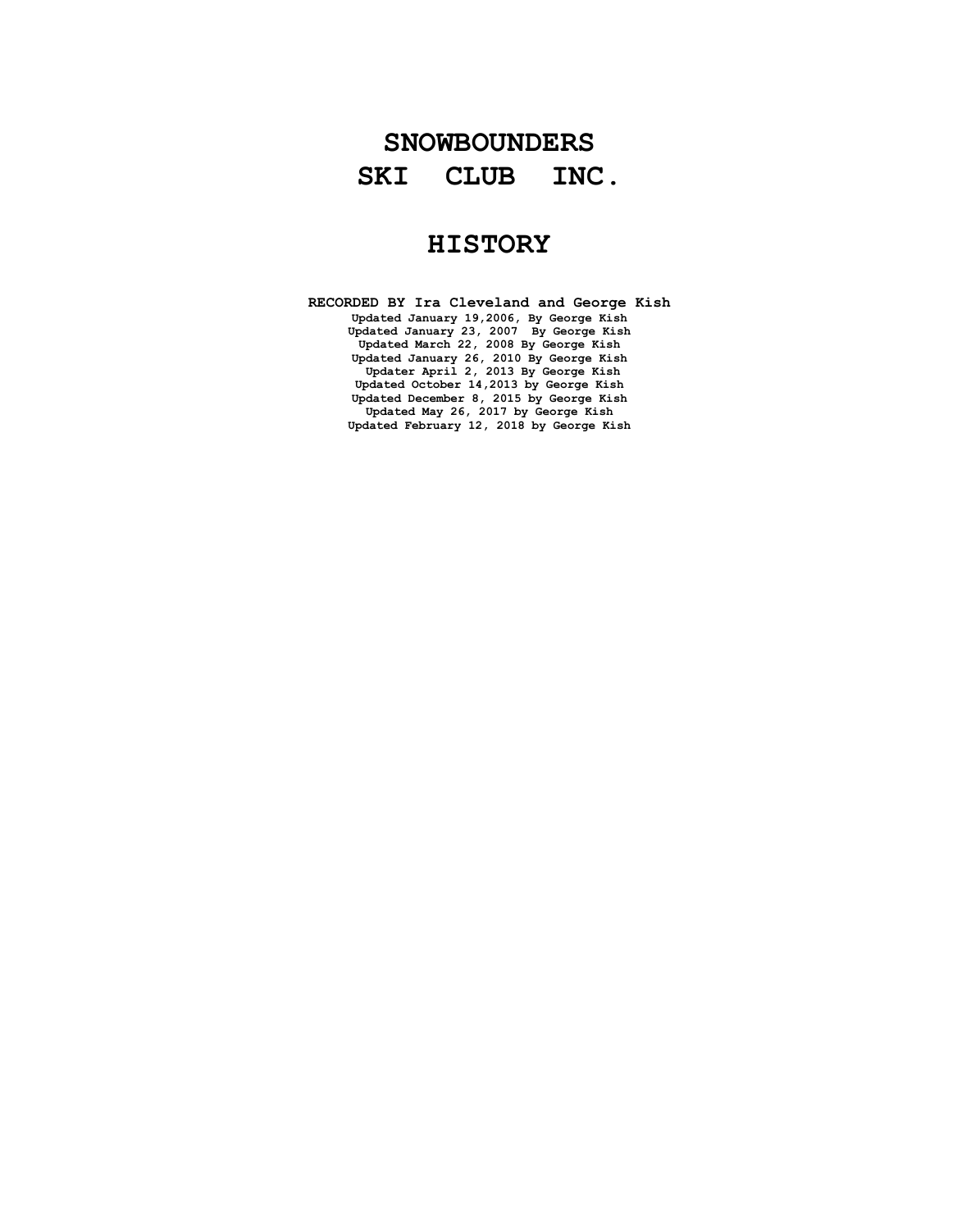# SNOWBOUNDERS SKI CLUB INC.

# HISTORY

**RECORDED BY Ira Cleveland and George Kish**

**Updated January 19,2006, By George Kish**
**Updated January 23, 2007 By George Kish**
**Updated March 22, 2008 By George Kish**
**Updated January 26, 2010 By George Kish**
**Updater April 2, 2013 By George Kish**
**Updated October 14,2013 by George Kish**
**Updated December 8, 2015 by George Kish**
**Updated May 26, 2017 by George Kish**
**Updated February 12, 2018 by George Kish**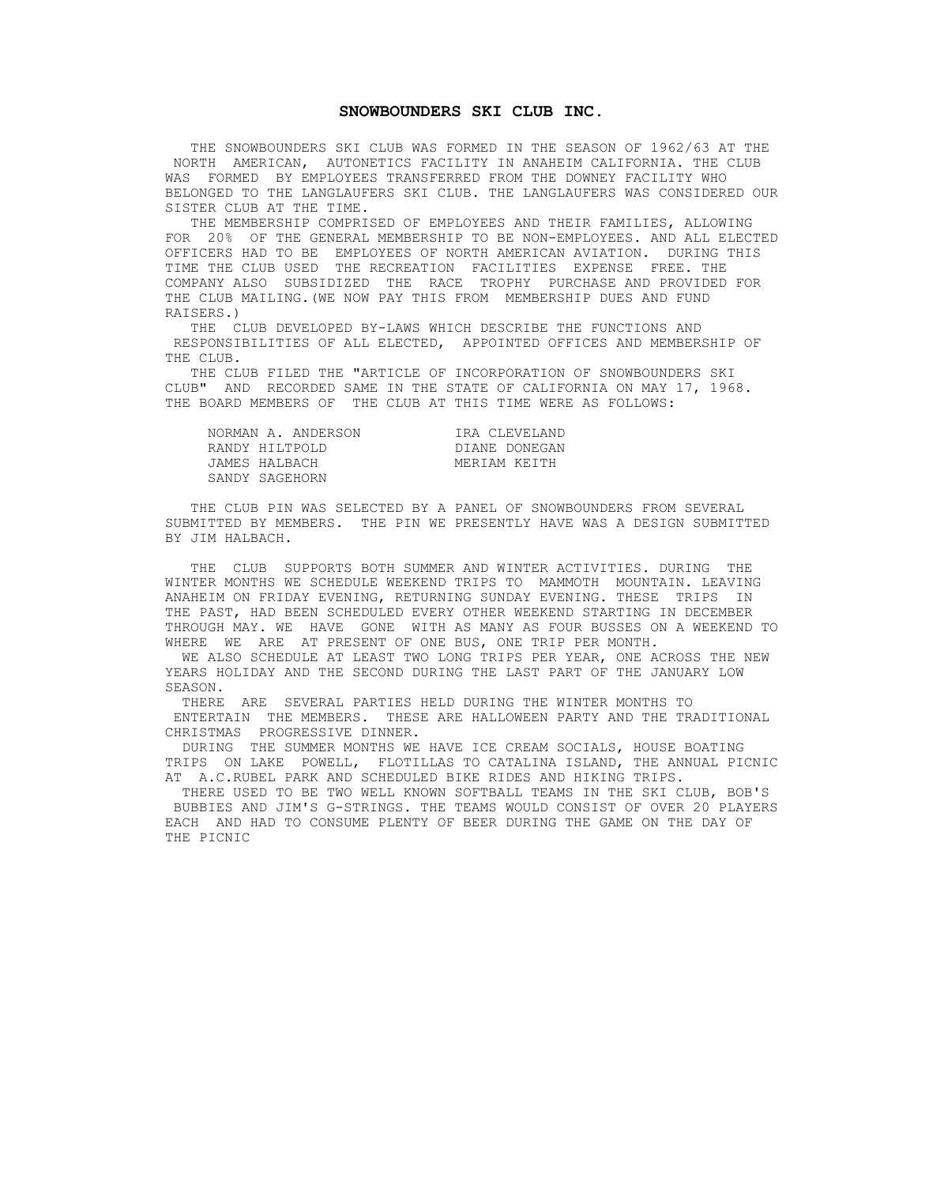# SNOWBOUNDERS SKI CLUB INC.

THE SNOWBOUNDERS SKI CLUB WAS FORMED IN THE SEASON OF 1962/63 AT THE NORTH AMERICAN, AUTONETICS FACILITY IN ANAHEIM CALIFORNIA. THE CLUB WAS FORMED BY EMPLOYEES TRANSFERRED FROM THE DOWNEY FACILITY WHO BELONGED TO THE LANGLAUFERS SKI CLUB. THE LANGLAUFERS WAS CONSIDERED OUR SISTER CLUB AT THE TIME.

THE MEMBERSHIP COMPRISED OF EMPLOYEES AND THEIR FAMILIES, ALLOWING FOR 20% OF THE GENERAL MEMBERSHIP TO BE NON-EMPLOYEES. AND ALL ELECTED OFFICERS HAD TO BE EMPLOYEES OF NORTH AMERICAN AVIATION. DURING THIS TIME THE CLUB USED THE RECREATION FACILITIES EXPENSE FREE. THE COMPANY ALSO SUBSIDIZED THE RACE TROPHY PURCHASE AND PROVIDED FOR THE CLUB MAILING.(WE NOW PAY THIS FROM MEMBERSHIP DUES AND FUND RAISERS.)

THE CLUB DEVELOPED BY-LAWS WHICH DESCRIBE THE FUNCTIONS AND RESPONSIBILITIES OF ALL ELECTED, APPOINTED OFFICES AND MEMBERSHIP OF THE CLUB.

THE CLUB FILED THE "ARTICLE OF INCORPORATION OF SNOWBOUNDERS SKI CLUB" AND RECORDED SAME IN THE STATE OF CALIFORNIA ON MAY 17, 1968. THE BOARD MEMBERS OF THE CLUB AT THIS TIME WERE AS FOLLOWS:

| | |
|---|---|
| NORMAN A. ANDERSON | IRA CLEVELAND |
| RANDY HILTPOLD | DIANE DONEGAN |
| JAMES HALBACH | MERIAM KEITH |
| SANDY SAGEHORN | |

THE CLUB PIN WAS SELECTED BY A PANEL OF SNOWBOUNDERS FROM SEVERAL SUBMITTED BY MEMBERS. THE PIN WE PRESENTLY HAVE WAS A DESIGN SUBMITTED BY JIM HALBACH.

THE CLUB SUPPORTS BOTH SUMMER AND WINTER ACTIVITIES. DURING THE WINTER MONTHS WE SCHEDULE WEEKEND TRIPS TO MAMMOTH MOUNTAIN. LEAVING ANAHEIM ON FRIDAY EVENING, RETURNING SUNDAY EVENING. THESE TRIPS IN THE PAST, HAD BEEN SCHEDULED EVERY OTHER WEEKEND STARTING IN DECEMBER THROUGH MAY. WE HAVE GONE WITH AS MANY AS FOUR BUSSES ON A WEEKEND TO WHERE WE ARE AT PRESENT OF ONE BUS, ONE TRIP PER MONTH.

WE ALSO SCHEDULE AT LEAST TWO LONG TRIPS PER YEAR, ONE ACROSS THE NEW YEARS HOLIDAY AND THE SECOND DURING THE LAST PART OF THE JANUARY LOW SEASON.

THERE ARE SEVERAL PARTIES HELD DURING THE WINTER MONTHS TO ENTERTAIN THE MEMBERS. THESE ARE HALLOWEEN PARTY AND THE TRADITIONAL CHRISTMAS PROGRESSIVE DINNER.

DURING THE SUMMER MONTHS WE HAVE ICE CREAM SOCIALS, HOUSE BOATING TRIPS ON LAKE POWELL, FLOTILLAS TO CATALINA ISLAND, THE ANNUAL PICNIC AT A.C.RUBEL PARK AND SCHEDULED BIKE RIDES AND HIKING TRIPS.

THERE USED TO BE TWO WELL KNOWN SOFTBALL TEAMS IN THE SKI CLUB, BOB'S BUBBIES AND JIM'S G-STRINGS. THE TEAMS WOULD CONSIST OF OVER 20 PLAYERS EACH AND HAD TO CONSUME PLENTY OF BEER DURING THE GAME ON THE DAY OF THE PICNIC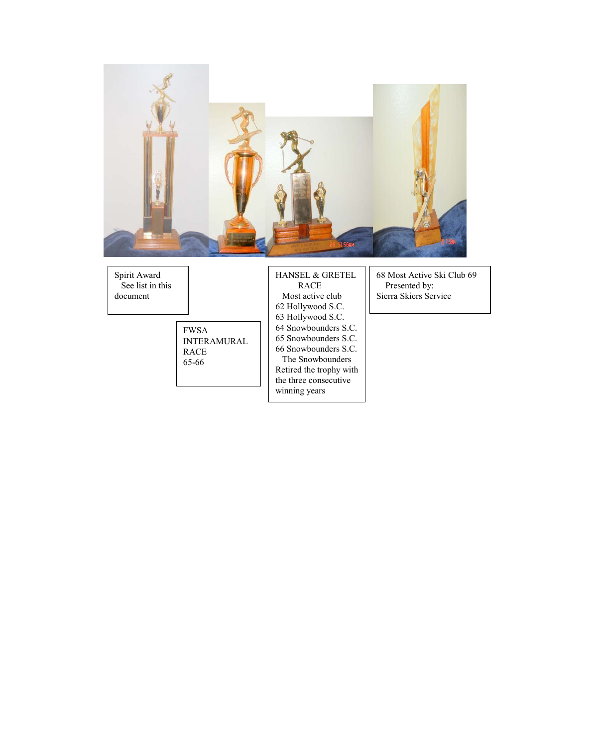Spirit Award
See list in this document

FWSA INTERAMURAL RACE
65-66

HANSEL & GRETEL RACE
Most active club
62 Hollywood S.C.
63 Hollywood S.C.
64 Snowbounders S.C.
65 Snowbounders S.C.
66 Snowbounders S.C.
The Snowbounders Retired the trophy with the three consecutive winning years

68 Most Active Ski Club 69
Presented by:
Sierra Skiers Service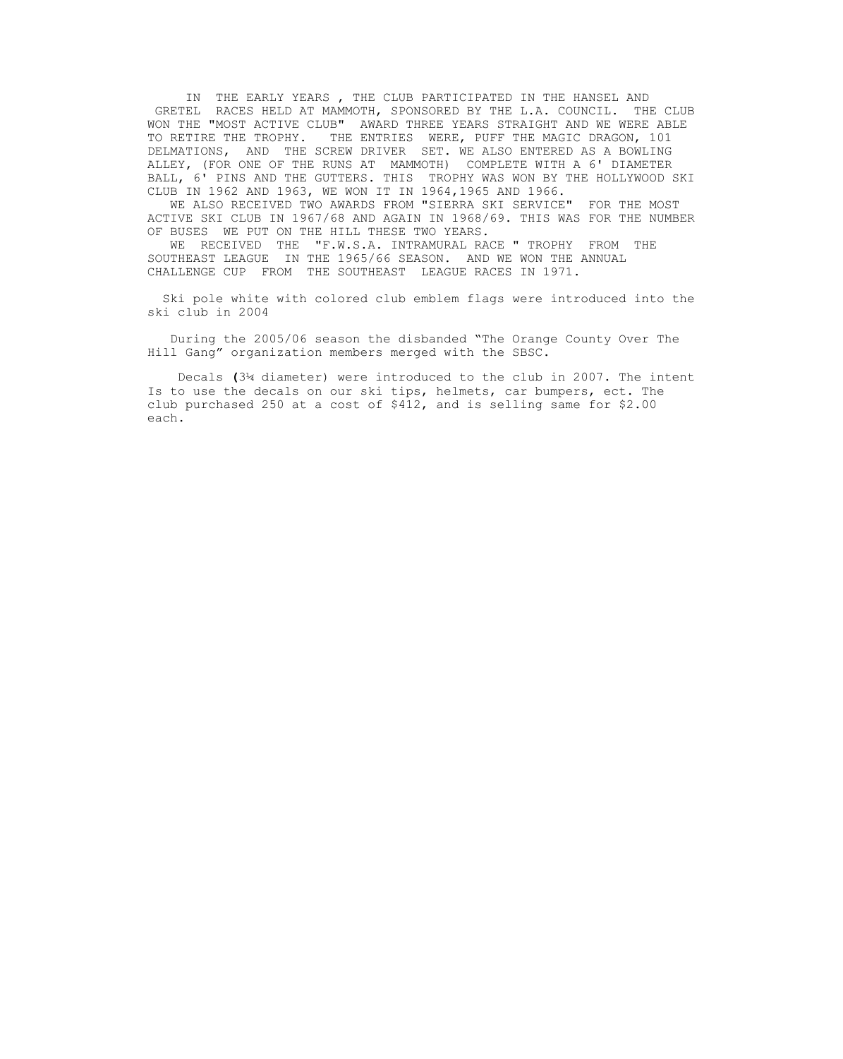IN THE EARLY YEARS , THE CLUB PARTICIPATED IN THE HANSEL AND GRETEL RACES HELD AT MAMMOTH, SPONSORED BY THE L.A. COUNCIL. THE CLUB WON THE "MOST ACTIVE CLUB" AWARD THREE YEARS STRAIGHT AND WE WERE ABLE TO RETIRE THE TROPHY. THE ENTRIES WERE, PUFF THE MAGIC DRAGON, 101 DELMATIONS, AND THE SCREW DRIVER SET. WE ALSO ENTERED AS A BOWLING ALLEY, (FOR ONE OF THE RUNS AT MAMMOTH) COMPLETE WITH A 6' DIAMETER BALL, 6' PINS AND THE GUTTERS. THIS TROPHY WAS WON BY THE HOLLYWOOD SKI CLUB IN 1962 AND 1963, WE WON IT IN 1964,1965 AND 1966.

WE ALSO RECEIVED TWO AWARDS FROM "SIERRA SKI SERVICE" FOR THE MOST ACTIVE SKI CLUB IN 1967/68 AND AGAIN IN 1968/69. THIS WAS FOR THE NUMBER OF BUSES WE PUT ON THE HILL THESE TWO YEARS.

WE RECEIVED THE "F.W.S.A. INTRAMURAL RACE " TROPHY FROM THE SOUTHEAST LEAGUE IN THE 1965/66 SEASON. AND WE WON THE ANNUAL CHALLENGE CUP FROM THE SOUTHEAST LEAGUE RACES IN 1971.

Ski pole white with colored club emblem flags were introduced into the ski club in 2004

During the 2005/06 season the disbanded "The Orange County Over The Hill Gang" organization members merged with the SBSC.

Decals **(**3¼ diameter) were introduced to the club in 2007. The intent Is to use the decals on our ski tips, helmets, car bumpers, ect. The club purchased 250 at a cost of $412, and is selling same for $2.00 each.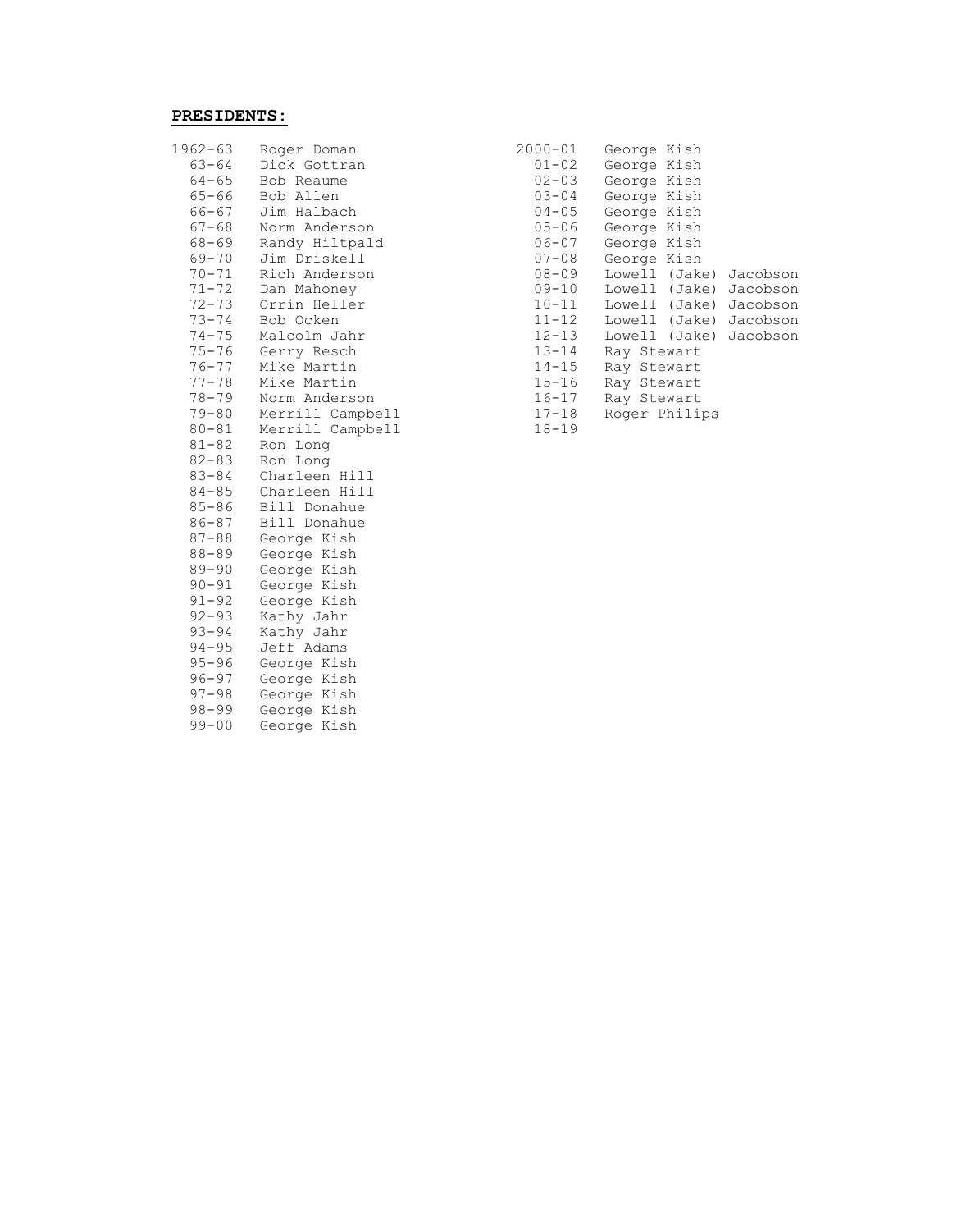**PRESIDENTS:**

| Year | President |
|---|---|
| 1962-63 | Roger Doman |
| 63-64 | Dick Gottran |
| 64-65 | Bob Reaume |
| 65-66 | Bob Allen |
| 66-67 | Jim Halbach |
| 67-68 | Norm Anderson |
| 68-69 | Randy Hiltpald |
| 69-70 | Jim Driskell |
| 70-71 | Rich Anderson |
| 71-72 | Dan Mahoney |
| 72-73 | Orrin Heller |
| 73-74 | Bob Ocken |
| 74-75 | Malcolm Jahr |
| 75-76 | Gerry Resch |
| 76-77 | Mike Martin |
| 77-78 | Mike Martin |
| 78-79 | Norm Anderson |
| 79-80 | Merrill Campbell |
| 80-81 | Merrill Campbell |
| 81-82 | Ron Long |
| 82-83 | Ron Long |
| 83-84 | Charleen Hill |
| 84-85 | Charleen Hill |
| 85-86 | Bill Donahue |
| 86-87 | Bill Donahue |
| 87-88 | George Kish |
| 88-89 | George Kish |
| 89-90 | George Kish |
| 90-91 | George Kish |
| 91-92 | George Kish |
| 92-93 | Kathy Jahr |
| 93-94 | Kathy Jahr |
| 94-95 | Jeff Adams |
| 95-96 | George Kish |
| 96-97 | George Kish |
| 97-98 | George Kish |
| 98-99 | George Kish |
| 99-00 | George Kish |
| 2000-01 | George Kish |
| 01-02 | George Kish |
| 02-03 | George Kish |
| 03-04 | George Kish |
| 04-05 | George Kish |
| 05-06 | George Kish |
| 06-07 | George Kish |
| 07-08 | George Kish |
| 08-09 | Lowell (Jake) Jacobson |
| 09-10 | Lowell (Jake) Jacobson |
| 10-11 | Lowell (Jake) Jacobson |
| 11-12 | Lowell (Jake) Jacobson |
| 12-13 | Lowell (Jake) Jacobson |
| 13-14 | Ray Stewart |
| 14-15 | Ray Stewart |
| 15-16 | Ray Stewart |
| 16-17 | Ray Stewart |
| 17-18 | Roger Philips |
| 18-19 | |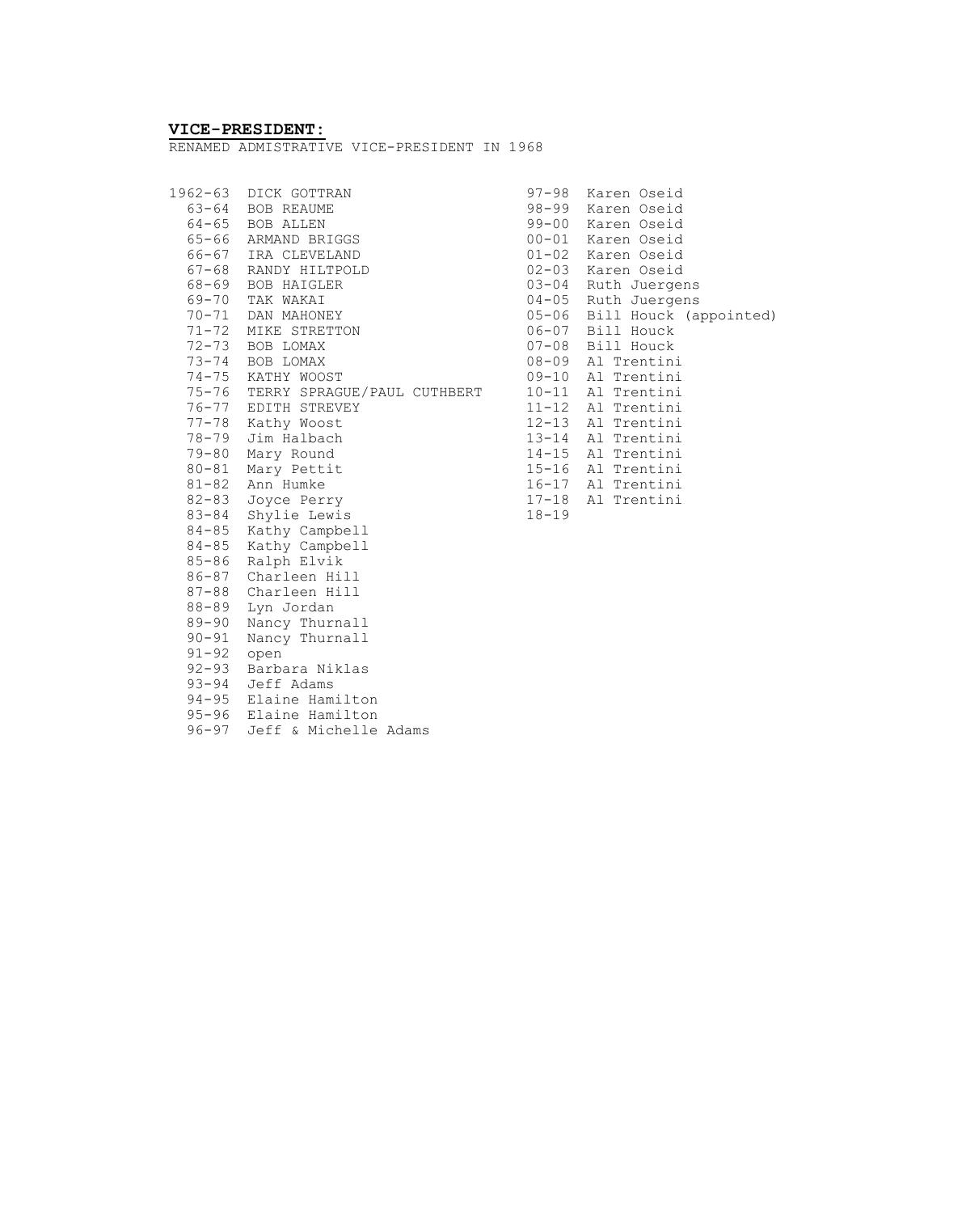**VICE-PRESIDENT:**

RENAMED ADMISTRATIVE VICE-PRESIDENT IN 1968

| Year | Name |
|---|---|
| 1962-63 | DICK GOTTRAN |
| 63-64 | BOB REAUME |
| 64-65 | BOB ALLEN |
| 65-66 | ARMAND BRIGGS |
| 66-67 | IRA CLEVELAND |
| 67-68 | RANDY HILTPOLD |
| 68-69 | BOB HAIGLER |
| 69-70 | TAK WAKAI |
| 70-71 | DAN MAHONEY |
| 71-72 | MIKE STRETTON |
| 72-73 | BOB LOMAX |
| 73-74 | BOB LOMAX |
| 74-75 | KATHY WOOST |
| 75-76 | TERRY SPRAGUE/PAUL CUTHBERT |
| 76-77 | EDITH STREVEY |
| 77-78 | Kathy Woost |
| 78-79 | Jim Halbach |
| 79-80 | Mary Round |
| 80-81 | Mary Pettit |
| 81-82 | Ann Humke |
| 82-83 | Joyce Perry |
| 83-84 | Shylie Lewis |
| 84-85 | Kathy Campbell |
| 84-85 | Kathy Campbell |
| 85-86 | Ralph Elvik |
| 86-87 | Charleen Hill |
| 87-88 | Charleen Hill |
| 88-89 | Lyn Jordan |
| 89-90 | Nancy Thurnall |
| 90-91 | Nancy Thurnall |
| 91-92 | open |
| 92-93 | Barbara Niklas |
| 93-94 | Jeff Adams |
| 94-95 | Elaine Hamilton |
| 95-96 | Elaine Hamilton |
| 96-97 | Jeff & Michelle Adams |
| 97-98 | Karen Oseid |
| 98-99 | Karen Oseid |
| 99-00 | Karen Oseid |
| 00-01 | Karen Oseid |
| 01-02 | Karen Oseid |
| 02-03 | Karen Oseid |
| 03-04 | Ruth Juergens |
| 04-05 | Ruth Juergens |
| 05-06 | Bill Houck (appointed) |
| 06-07 | Bill Houck |
| 07-08 | Bill Houck |
| 08-09 | Al Trentini |
| 09-10 | Al Trentini |
| 10-11 | Al Trentini |
| 11-12 | Al Trentini |
| 12-13 | Al Trentini |
| 13-14 | Al Trentini |
| 14-15 | Al Trentini |
| 15-16 | Al Trentini |
| 16-17 | Al Trentini |
| 17-18 | Al Trentini |
| 18-19 | |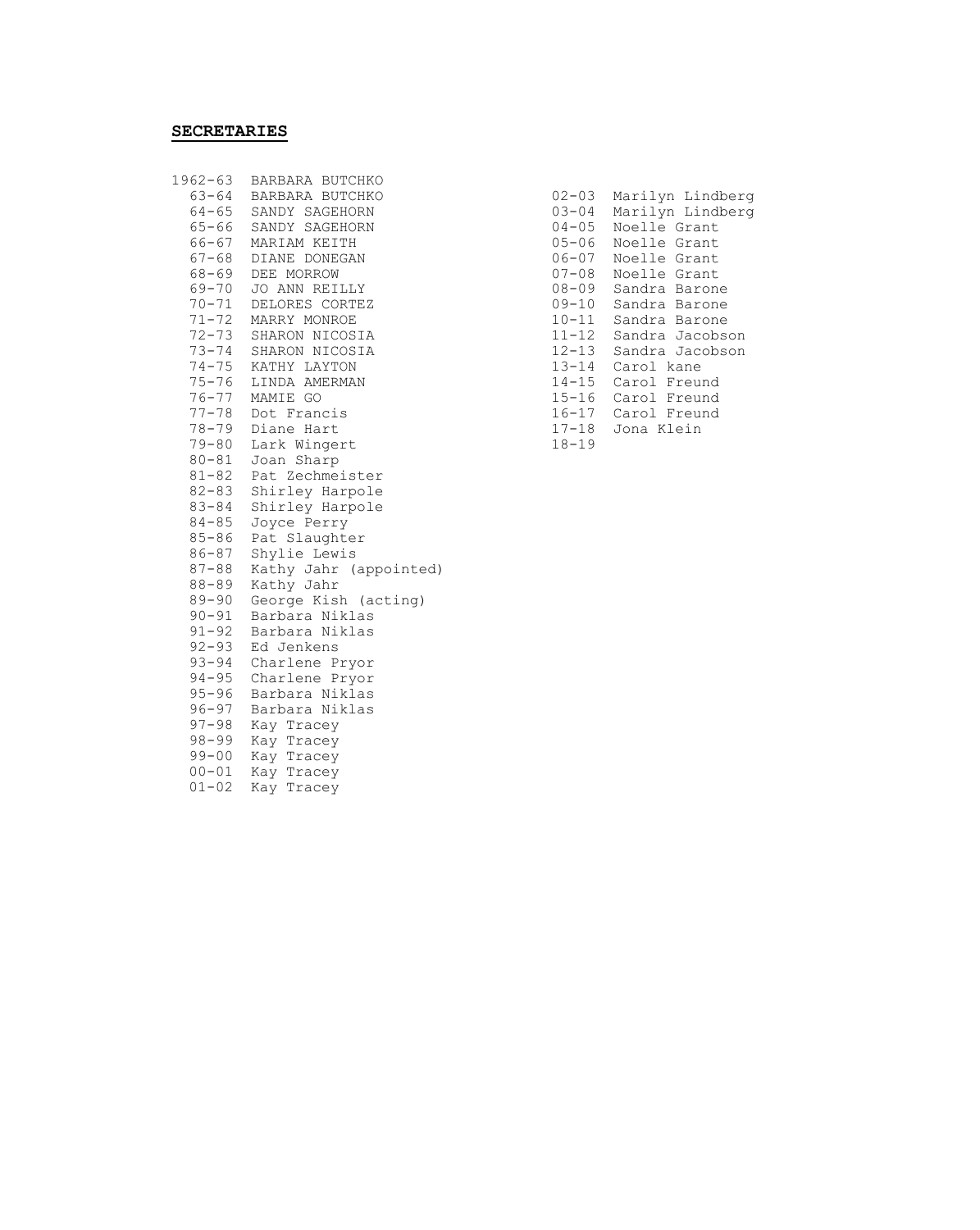## SECRETARIES

1962-63 BARBARA BUTCHKO
63-64 BARBARA BUTCHKO
64-65 SANDY SAGEHORN
65-66 SANDY SAGEHORN
66-67 MARIAM KEITH
67-68 DIANE DONEGAN
68-69 DEE MORROW
69-70 JO ANN REILLY
70-71 DELORES CORTEZ
71-72 MARRY MONROE
72-73 SHARON NICOSIA
73-74 SHARON NICOSIA
74-75 KATHY LAYTON
75-76 LINDA AMERMAN
76-77 MAMIE GO
77-78 Dot Francis
78-79 Diane Hart
79-80 Lark Wingert
80-81 Joan Sharp
81-82 Pat Zechmeister
82-83 Shirley Harpole
83-84 Shirley Harpole
84-85 Joyce Perry
85-86 Pat Slaughter
86-87 Shylie Lewis
87-88 Kathy Jahr (appointed)
88-89 Kathy Jahr
89-90 George Kish (acting)
90-91 Barbara Niklas
91-92 Barbara Niklas
92-93 Ed Jenkens
93-94 Charlene Pryor
94-95 Charlene Pryor
95-96 Barbara Niklas
96-97 Barbara Niklas
97-98 Kay Tracey
98-99 Kay Tracey
99-00 Kay Tracey
00-01 Kay Tracey
01-02 Kay Tracey
02-03 Marilyn Lindberg
03-04 Marilyn Lindberg
04-05 Noelle Grant
05-06 Noelle Grant
06-07 Noelle Grant
07-08 Noelle Grant
08-09 Sandra Barone
09-10 Sandra Barone
10-11 Sandra Barone
11-12 Sandra Jacobson
12-13 Sandra Jacobson
13-14 Carol kane
14-15 Carol Freund
15-16 Carol Freund
16-17 Carol Freund
17-18 Jona Klein
18-19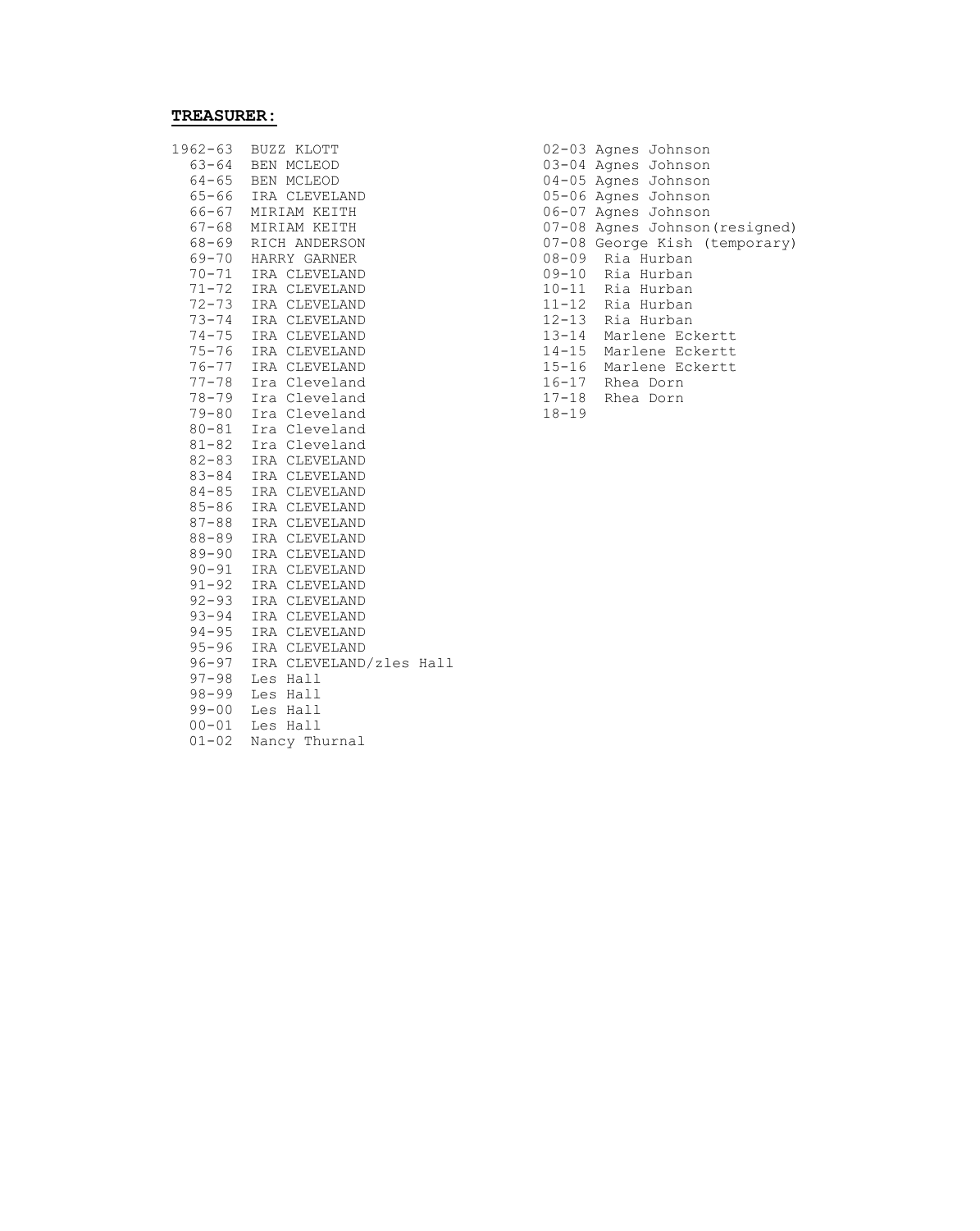**TREASURER:**

1962-63 BUZZ KLOTT
63-64 BEN MCLEOD
64-65 BEN MCLEOD
65-66 IRA CLEVELAND
66-67 MIRIAM KEITH
67-68 MIRIAM KEITH
68-69 RICH ANDERSON
69-70 HARRY GARNER
70-71 IRA CLEVELAND
71-72 IRA CLEVELAND
72-73 IRA CLEVELAND
73-74 IRA CLEVELAND
74-75 IRA CLEVELAND
75-76 IRA CLEVELAND
76-77 IRA CLEVELAND
77-78 Ira Cleveland
78-79 Ira Cleveland
79-80 Ira Cleveland
80-81 Ira Cleveland
81-82 Ira Cleveland
82-83 IRA CLEVELAND
83-84 IRA CLEVELAND
84-85 IRA CLEVELAND
85-86 IRA CLEVELAND
87-88 IRA CLEVELAND
88-89 IRA CLEVELAND
89-90 IRA CLEVELAND
90-91 IRA CLEVELAND
91-92 IRA CLEVELAND
92-93 IRA CLEVELAND
93-94 IRA CLEVELAND
94-95 IRA CLEVELAND
95-96 IRA CLEVELAND
96-97 IRA CLEVELAND/zles Hall
97-98 Les Hall
98-99 Les Hall
99-00 Les Hall
00-01 Les Hall
01-02 Nancy Thurnal
02-03 Agnes Johnson
03-04 Agnes Johnson
04-05 Agnes Johnson
05-06 Agnes Johnson
06-07 Agnes Johnson
07-08 Agnes Johnson(resigned)
07-08 George Kish (temporary)
08-09 Ria Hurban
09-10 Ria Hurban
10-11 Ria Hurban
11-12 Ria Hurban
12-13 Ria Hurban
13-14 Marlene Eckertt
14-15 Marlene Eckertt
15-16 Marlene Eckertt
16-17 Rhea Dorn
17-18 Rhea Dorn
18-19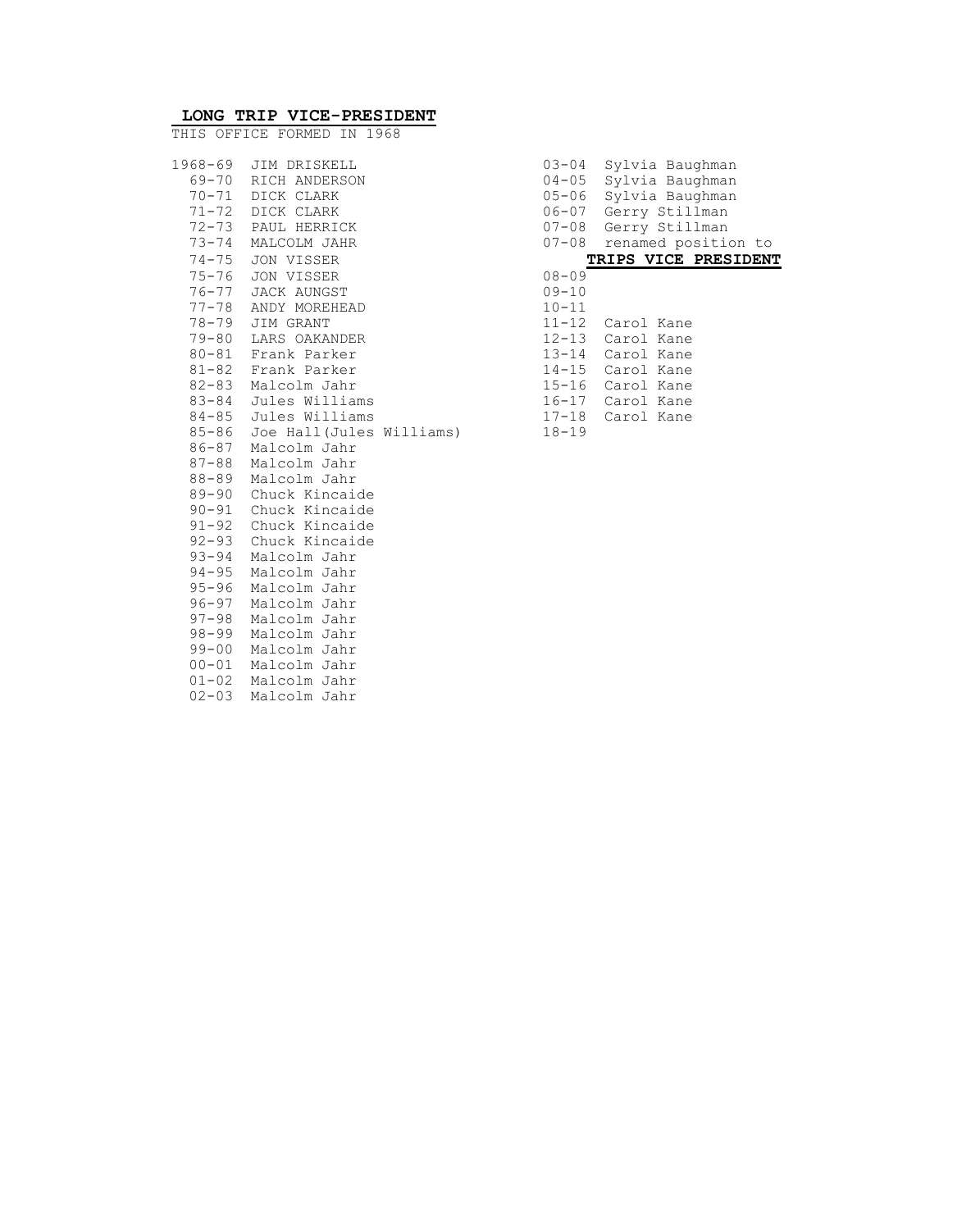## LONG TRIP VICE-PRESIDENT

THIS OFFICE FORMED IN 1968

| Year | Name |
|---|---|
| 1968-69 | JIM DRISKELL |
| 69-70 | RICH ANDERSON |
| 70-71 | DICK CLARK |
| 71-72 | DICK CLARK |
| 72-73 | PAUL HERRICK |
| 73-74 | MALCOLM JAHR |
| 74-75 | JON VISSER |
| 75-76 | JON VISSER |
| 76-77 | JACK AUNGST |
| 77-78 | ANDY MOREHEAD |
| 78-79 | JIM GRANT |
| 79-80 | LARS OAKANDER |
| 80-81 | Frank Parker |
| 81-82 | Frank Parker |
| 82-83 | Malcolm Jahr |
| 83-84 | Jules Williams |
| 84-85 | Jules Williams |
| 85-86 | Joe Hall(Jules Williams) |
| 86-87 | Malcolm Jahr |
| 87-88 | Malcolm Jahr |
| 88-89 | Malcolm Jahr |
| 89-90 | Chuck Kincaide |
| 90-91 | Chuck Kincaide |
| 91-92 | Chuck Kincaide |
| 92-93 | Chuck Kincaide |
| 93-94 | Malcolm Jahr |
| 94-95 | Malcolm Jahr |
| 95-96 | Malcolm Jahr |
| 96-97 | Malcolm Jahr |
| 97-98 | Malcolm Jahr |
| 98-99 | Malcolm Jahr |
| 99-00 | Malcolm Jahr |
| 00-01 | Malcolm Jahr |
| 01-02 | Malcolm Jahr |
| 02-03 | Malcolm Jahr |
| 03-04 | Sylvia Baughman |
| 04-05 | Sylvia Baughman |
| 05-06 | Sylvia Baughman |
| 06-07 | Gerry Stillman |
| 07-08 | Gerry Stillman |
| 07-08 | renamed position to **TRIPS VICE PRESIDENT** |
| 08-09 | |
| 09-10 | |
| 10-11 | |
| 11-12 | Carol Kane |
| 12-13 | Carol Kane |
| 13-14 | Carol Kane |
| 14-15 | Carol Kane |
| 15-16 | Carol Kane |
| 16-17 | Carol Kane |
| 17-18 | Carol Kane |
| 18-19 | |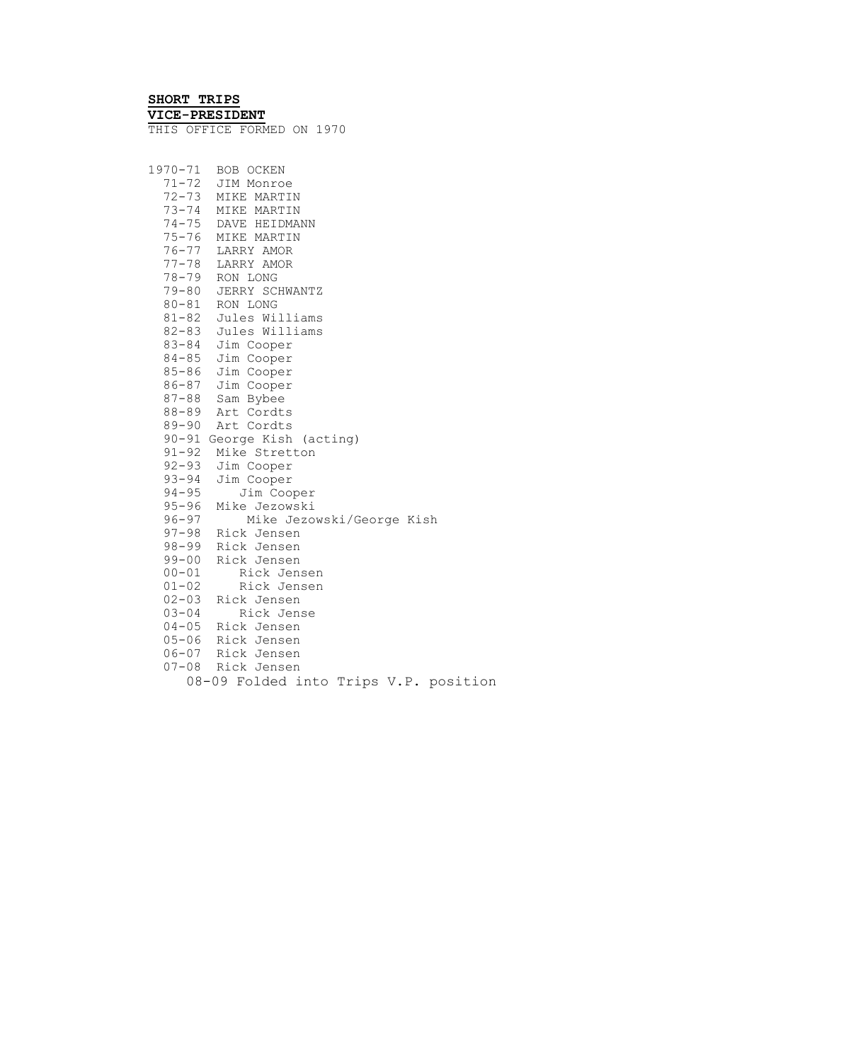**SHORT TRIPS**

**VICE-PRESIDENT**

THIS OFFICE FORMED ON 1970

1970-71 BOB OCKEN
71-72 JIM Monroe
72-73 MIKE MARTIN
73-74 MIKE MARTIN
74-75 DAVE HEIDMANN
75-76 MIKE MARTIN
76-77 LARRY AMOR
77-78 LARRY AMOR
78-79 RON LONG
79-80 JERRY SCHWANTZ
80-81 RON LONG
81-82 Jules Williams
82-83 Jules Williams
83-84 Jim Cooper
84-85 Jim Cooper
85-86 Jim Cooper
86-87 Jim Cooper
87-88 Sam Bybee
88-89 Art Cordts
89-90 Art Cordts
90-91 George Kish (acting)
91-92 Mike Stretton
92-93 Jim Cooper
93-94 Jim Cooper
94-95 Jim Cooper
95-96 Mike Jezowski
96-97 Mike Jezowski/George Kish
97-98 Rick Jensen
98-99 Rick Jensen
99-00 Rick Jensen
00-01 Rick Jensen
01-02 Rick Jensen
02-03 Rick Jensen
03-04 Rick Jense
04-05 Rick Jensen
05-06 Rick Jensen
06-07 Rick Jensen
07-08 Rick Jensen
08-09 Folded into Trips V.P. position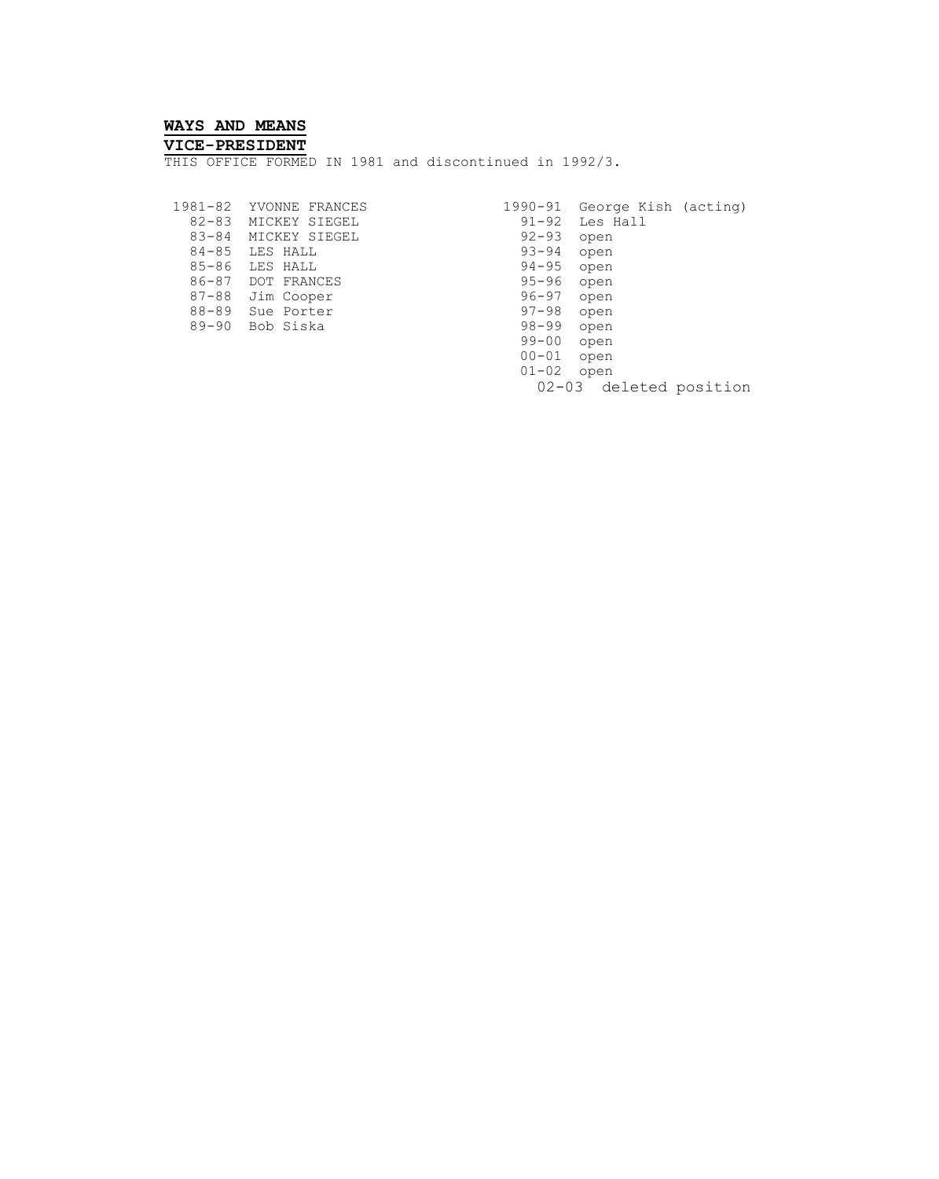**WAYS AND MEANS**

**VICE-PRESIDENT**

THIS OFFICE FORMED IN 1981 and discontinued in 1992/3.

| Year | Name |
|---|---|
| 1981-82 | YVONNE FRANCES |
| 82-83 | MICKEY SIEGEL |
| 83-84 | MICKEY SIEGEL |
| 84-85 | LES HALL |
| 85-86 | LES HALL |
| 86-87 | DOT FRANCES |
| 87-88 | Jim Cooper |
| 88-89 | Sue Porter |
| 89-90 | Bob Siska |
| 1990-91 | George Kish (acting) |
| 91-92 | Les Hall |
| 92-93 | open |
| 93-94 | open |
| 94-95 | open |
| 95-96 | open |
| 96-97 | open |
| 97-98 | open |
| 98-99 | open |
| 99-00 | open |
| 00-01 | open |
| 01-02 | open |
| 02-03 | deleted position |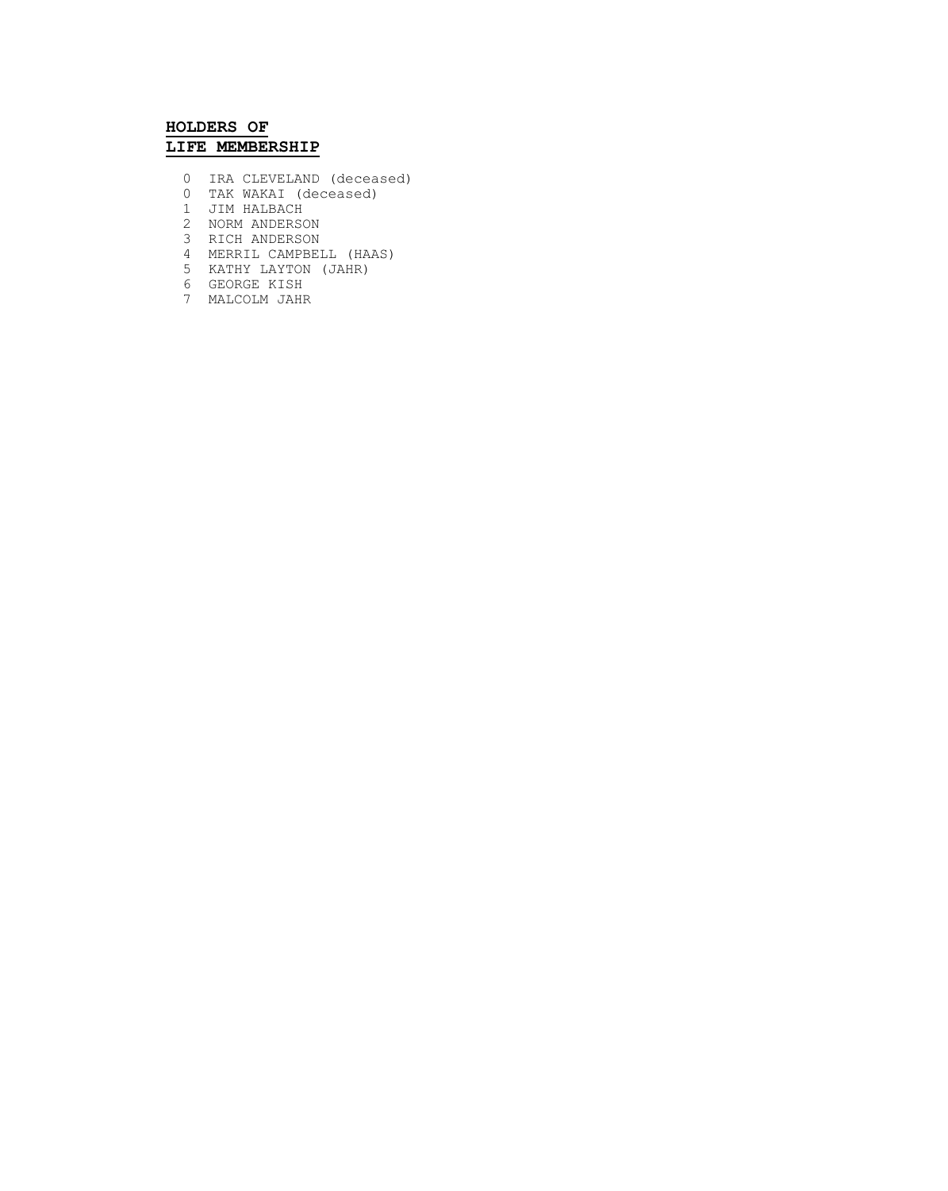# HOLDERS OF LIFE MEMBERSHIP

0 IRA CLEVELAND (deceased)
0 TAK WAKAI (deceased)
1 JIM HALBACH
2 NORM ANDERSON
3 RICH ANDERSON
4 MERRIL CAMPBELL (HAAS)
5 KATHY LAYTON (JAHR)
6 GEORGE KISH
7 MALCOLM JAHR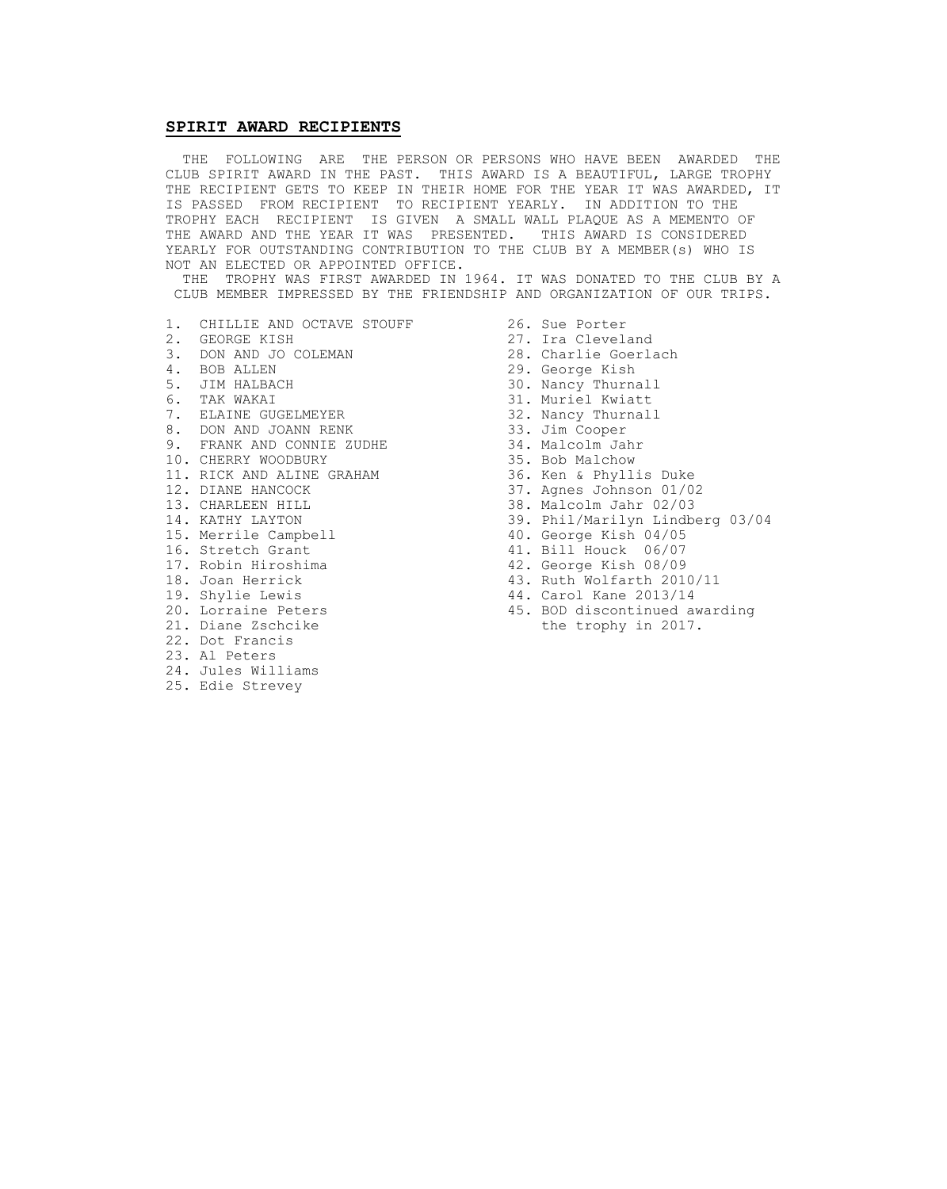## **SPIRIT AWARD RECIPIENTS**

THE FOLLOWING ARE THE PERSON OR PERSONS WHO HAVE BEEN AWARDED THE CLUB SPIRIT AWARD IN THE PAST. THIS AWARD IS A BEAUTIFUL, LARGE TROPHY THE RECIPIENT GETS TO KEEP IN THEIR HOME FOR THE YEAR IT WAS AWARDED, IT IS PASSED FROM RECIPIENT TO RECIPIENT YEARLY. IN ADDITION TO THE TROPHY EACH RECIPIENT IS GIVEN A SMALL WALL PLAQUE AS A MEMENTO OF THE AWARD AND THE YEAR IT WAS PRESENTED. THIS AWARD IS CONSIDERED YEARLY FOR OUTSTANDING CONTRIBUTION TO THE CLUB BY A MEMBER(s) WHO IS NOT AN ELECTED OR APPOINTED OFFICE.

THE TROPHY WAS FIRST AWARDED IN 1964. IT WAS DONATED TO THE CLUB BY A CLUB MEMBER IMPRESSED BY THE FRIENDSHIP AND ORGANIZATION OF OUR TRIPS.

1. CHILLIE AND OCTAVE STOUFF
2. GEORGE KISH
3. DON AND JO COLEMAN
4. BOB ALLEN
5. JIM HALBACH
6. TAK WAKAI
7. ELAINE GUGELMEYER
8. DON AND JOANN RENK
9. FRANK AND CONNIE ZUDHE
10. CHERRY WOODBURY
11. RICK AND ALINE GRAHAM
12. DIANE HANCOCK
13. CHARLEEN HILL
14. KATHY LAYTON
15. Merrile Campbell
16. Stretch Grant
17. Robin Hiroshima
18. Joan Herrick
19. Shylie Lewis
20. Lorraine Peters
21. Diane Zschcike
22. Dot Francis
23. Al Peters
24. Jules Williams
25. Edie Strevey
26. Sue Porter
27. Ira Cleveland
28. Charlie Goerlach
29. George Kish
30. Nancy Thurnall
31. Muriel Kwiatt
32. Nancy Thurnall
33. Jim Cooper
34. Malcolm Jahr
35. Bob Malchow
36. Ken & Phyllis Duke
37. Agnes Johnson 01/02
38. Malcolm Jahr 02/03
39. Phil/Marilyn Lindberg 03/04
40. George Kish 04/05
41. Bill Houck 06/07
42. George Kish 08/09
43. Ruth Wolfarth 2010/11
44. Carol Kane 2013/14
45. BOD discontinued awarding the trophy in 2017.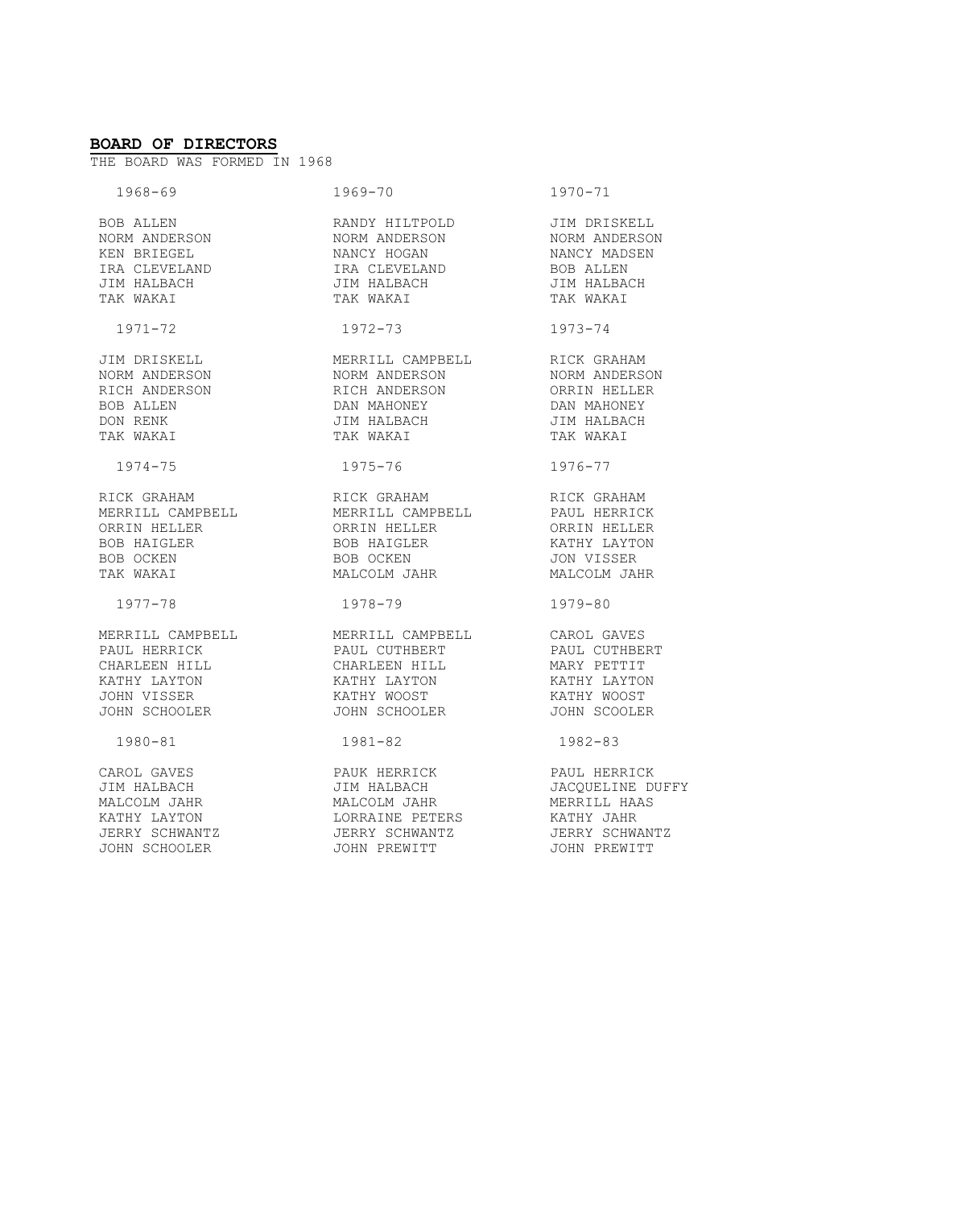**BOARD OF DIRECTORS**

THE BOARD WAS FORMED IN 1968

| 1968-69 | 1969-70 | 1970-71 |
|---|---|---|
| BOB ALLEN | RANDY HILTPOLD | JIM DRISKELL |
| NORM ANDERSON | NORM ANDERSON | NORM ANDERSON |
| KEN BRIEGEL | NANCY HOGAN | NANCY MADSEN |
| IRA CLEVELAND | IRA CLEVELAND | BOB ALLEN |
| JIM HALBACH | JIM HALBACH | JIM HALBACH |
| TAK WAKAI | TAK WAKAI | TAK WAKAI |

| 1971-72 | 1972-73 | 1973-74 |
|---|---|---|
| JIM DRISKELL | MERRILL CAMPBELL | RICK GRAHAM |
| NORM ANDERSON | NORM ANDERSON | NORM ANDERSON |
| RICH ANDERSON | RICH ANDERSON | ORRIN HELLER |
| BOB ALLEN | DAN MAHONEY | DAN MAHONEY |
| DON RENK | JIM HALBACH | JIM HALBACH |
| TAK WAKAI | TAK WAKAI | TAK WAKAI |

| 1974-75 | 1975-76 | 1976-77 |
|---|---|---|
| RICK GRAHAM | RICK GRAHAM | RICK GRAHAM |
| MERRILL CAMPBELL | MERRILL CAMPBELL | PAUL HERRICK |
| ORRIN HELLER | ORRIN HELLER | ORRIN HELLER |
| BOB HAIGLER | BOB HAIGLER | KATHY LAYTON |
| BOB OCKEN | BOB OCKEN | JON VISSER |
| TAK WAKAI | MALCOLM JAHR | MALCOLM JAHR |

| 1977-78 | 1978-79 | 1979-80 |
|---|---|---|
| MERRILL CAMPBELL | MERRILL CAMPBELL | CAROL GAVES |
| PAUL HERRICK | PAUL CUTHBERT | PAUL CUTHBERT |
| CHARLEEN HILL | CHARLEEN HILL | MARY PETTIT |
| KATHY LAYTON | KATHY LAYTON | KATHY LAYTON |
| JOHN VISSER | KATHY WOOST | KATHY WOOST |
| JOHN SCHOOLER | JOHN SCHOOLER | JOHN SCOOLER |

| 1980-81 | 1981-82 | 1982-83 |
|---|---|---|
| CAROL GAVES | PAUK HERRICK | PAUL HERRICK |
| JIM HALBACH | JIM HALBACH | JACQUELINE DUFFY |
| MALCOLM JAHR | MALCOLM JAHR | MERRILL HAAS |
| KATHY LAYTON | LORRAINE PETERS | KATHY JAHR |
| JERRY SCHWANTZ | JERRY SCHWANTZ | JERRY SCHWANTZ |
| JOHN SCHOOLER | JOHN PREWITT | JOHN PREWITT |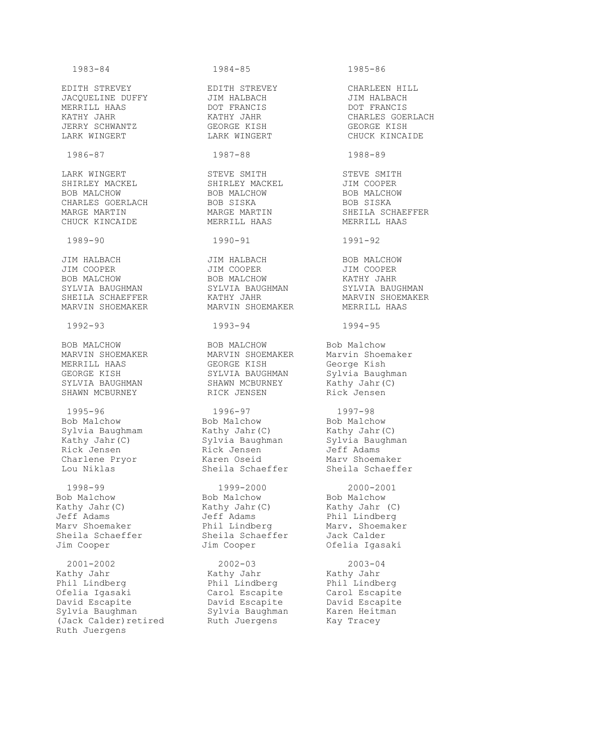| 1983-84 | 1984-85 | 1985-86 |
|---|---|---|
| EDITH STREVEY | EDITH STREVEY | CHARLEEN HILL |
| JACQUELINE DUFFY | JIM HALBACH | JIM HALBACH |
| MERRILL HAAS | DOT FRANCIS | DOT FRANCIS |
| KATHY JAHR | KATHY JAHR | CHARLES GOERLACH |
| JERRY SCHWANTZ | GEORGE KISH | GEORGE KISH |
| LARK WINGERT | LARK WINGERT | CHUCK KINCAIDE |

| 1986-87 | 1987-88 | 1988-89 |
|---|---|---|
| LARK WINGERT | STEVE SMITH | STEVE SMITH |
| SHIRLEY MACKEL | SHIRLEY MACKEL | JIM COOPER |
| BOB MALCHOW | BOB MALCHOW | BOB MALCHOW |
| CHARLES GOERLACH | BOB SISKA | BOB SISKA |
| MARGE MARTIN | MARGE MARTIN | SHEILA SCHAEFFER |
| CHUCK KINCAIDE | MERRILL HAAS | MERRILL HAAS |

| 1989-90 | 1990-91 | 1991-92 |
|---|---|---|
| JIM HALBACH | JIM HALBACH | BOB MALCHOW |
| JIM COOPER | JIM COOPER | JIM COOPER |
| BOB MALCHOW | BOB MALCHOW | KATHY JAHR |
| SYLVIA BAUGHMAN | SYLVIA BAUGHMAN | SYLVIA BAUGHMAN |
| SHEILA SCHAEFFER | KATHY JAHR | MARVIN SHOEMAKER |
| MARVIN SHOEMAKER | MARVIN SHOEMAKER | MERRILL HAAS |

| 1992-93 | 1993-94 | 1994-95 |
|---|---|---|
| BOB MALCHOW | BOB MALCHOW | Bob Malchow |
| MARVIN SHOEMAKER | MARVIN SHOEMAKER | Marvin Shoemaker |
| MERRILL HAAS | GEORGE KISH | George Kish |
| GEORGE KISH | SYLVIA BAUGHMAN | Sylvia Baughman |
| SYLVIA BAUGHMAN | SHAWN MCBURNEY | Kathy Jahr(C) |
| SHAWN MCBURNEY | RICK JENSEN | Rick Jensen |

| 1995-96 | 1996-97 | 1997-98 |
|---|---|---|
| Bob Malchow | Bob Malchow | Bob Malchow |
| Sylvia Baughmam | Kathy Jahr(C) | Kathy Jahr(C) |
| Kathy Jahr(C) | Sylvia Baughman | Sylvia Baughman |
| Rick Jensen | Rick Jensen | Jeff Adams |
| Charlene Pryor | Karen Oseid | Marv Shoemaker |
| Lou Niklas | Sheila Schaeffer | Sheila Schaeffer |

| 1998-99 | 1999-2000 | 2000-2001 |
|---|---|---|
| Bob Malchow | Bob Malchow | Bob Malchow |
| Kathy Jahr(C) | Kathy Jahr(C) | Kathy Jahr (C) |
| Jeff Adams | Jeff Adams | Phil Lindberg |
| Marv Shoemaker | Phil Lindberg | Marv. Shoemaker |
| Sheila Schaeffer | Sheila Schaeffer | Jack Calder |
| Jim Cooper | Jim Cooper | Ofelia Igasaki |

| 2001-2002 | 2002-03 | 2003-04 |
|---|---|---|
| Kathy Jahr | Kathy Jahr | Kathy Jahr |
| Phil Lindberg | Phil Lindberg | Phil Lindberg |
| Ofelia Igasaki | Carol Escapite | Carol Escapite |
| David Escapite | David Escapite | David Escapite |
| Sylvia Baughman | Sylvia Baughman | Karen Heitman |
| (Jack Calder)retired | Ruth Juergens | Kay Tracey |
| Ruth Juergens | | |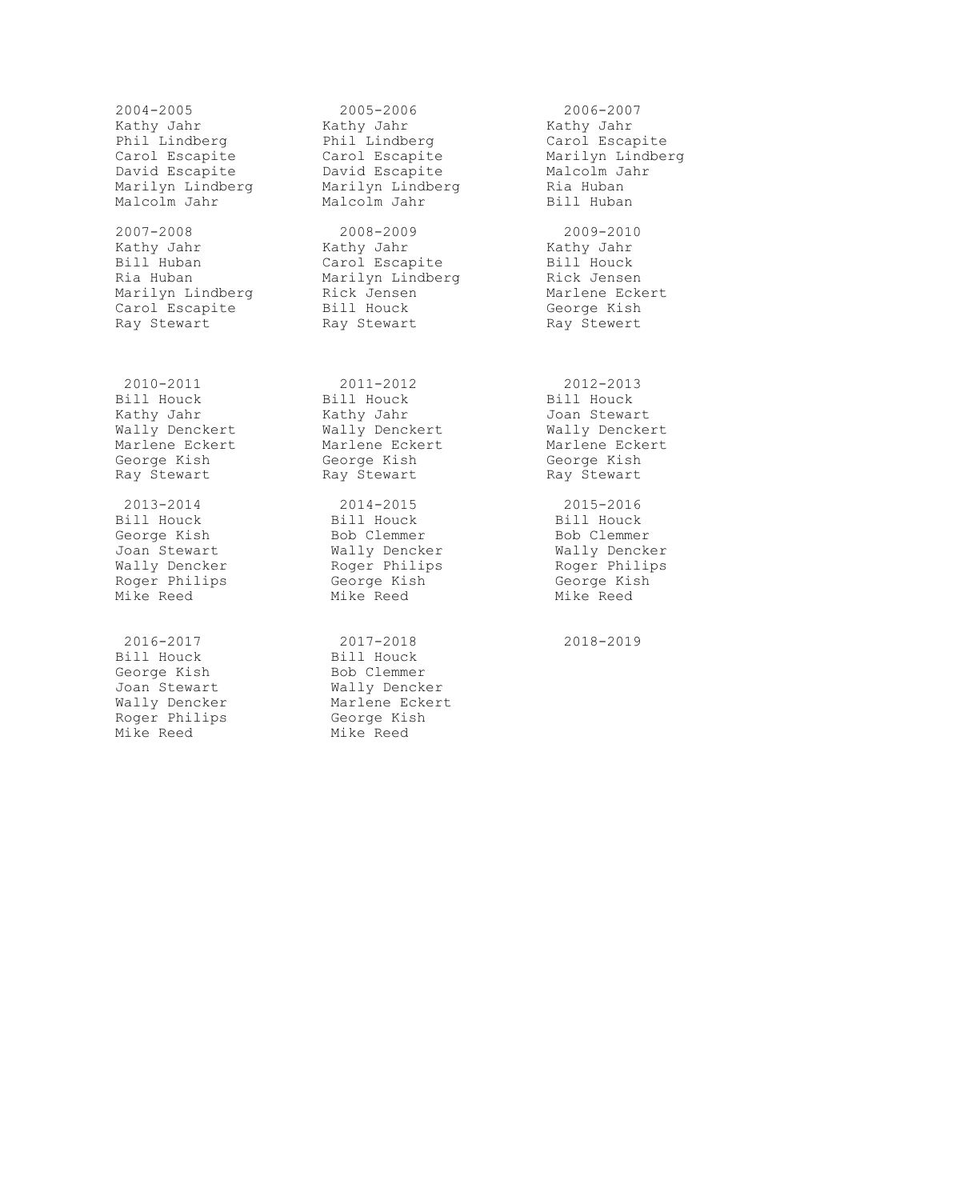| 2004-2005 | 2005-2006 | 2006-2007 |
|---|---|---|
| Kathy Jahr | Kathy Jahr | Kathy Jahr |
| Phil Lindberg | Phil Lindberg | Carol Escapite |
| Carol Escapite | Carol Escapite | Marilyn Lindberg |
| David Escapite | David Escapite | Malcolm Jahr |
| Marilyn Lindberg | Marilyn Lindberg | Ria Huban |
| Malcolm Jahr | Malcolm Jahr | Bill Huban |

| 2007-2008 | 2008-2009 | 2009-2010 |
|---|---|---|
| Kathy Jahr | Kathy Jahr | Kathy Jahr |
| Bill Huban | Carol Escapite | Bill Houck |
| Ria Huban | Marilyn Lindberg | Rick Jensen |
| Marilyn Lindberg | Rick Jensen | Marlene Eckert |
| Carol Escapite | Bill Houck | George Kish |
| Ray Stewart | Ray Stewart | Ray Stewert |

| 2010-2011 | 2011-2012 | 2012-2013 |
|---|---|---|
| Bill Houck | Bill Houck | Bill Houck |
| Kathy Jahr | Kathy Jahr | Joan Stewart |
| Wally Denckert | Wally Denckert | Wally Denckert |
| Marlene Eckert | Marlene Eckert | Marlene Eckert |
| George Kish | George Kish | George Kish |
| Ray Stewart | Ray Stewart | Ray Stewart |

| 2013-2014 | 2014-2015 | 2015-2016 |
|---|---|---|
| Bill Houck | Bill Houck | Bill Houck |
| George Kish | Bob Clemmer | Bob Clemmer |
| Joan Stewart | Wally Dencker | Wally Dencker |
| Wally Dencker | Roger Philips | Roger Philips |
| Roger Philips | George Kish | George Kish |
| Mike Reed | Mike Reed | Mike Reed |

| 2016-2017 | 2017-2018 | 2018-2019 |
|---|---|---|
| Bill Houck | Bill Houck | |
| George Kish | Bob Clemmer | |
| Joan Stewart | Wally Dencker | |
| Wally Dencker | Marlene Eckert | |
| Roger Philips | George Kish | |
| Mike Reed | Mike Reed | |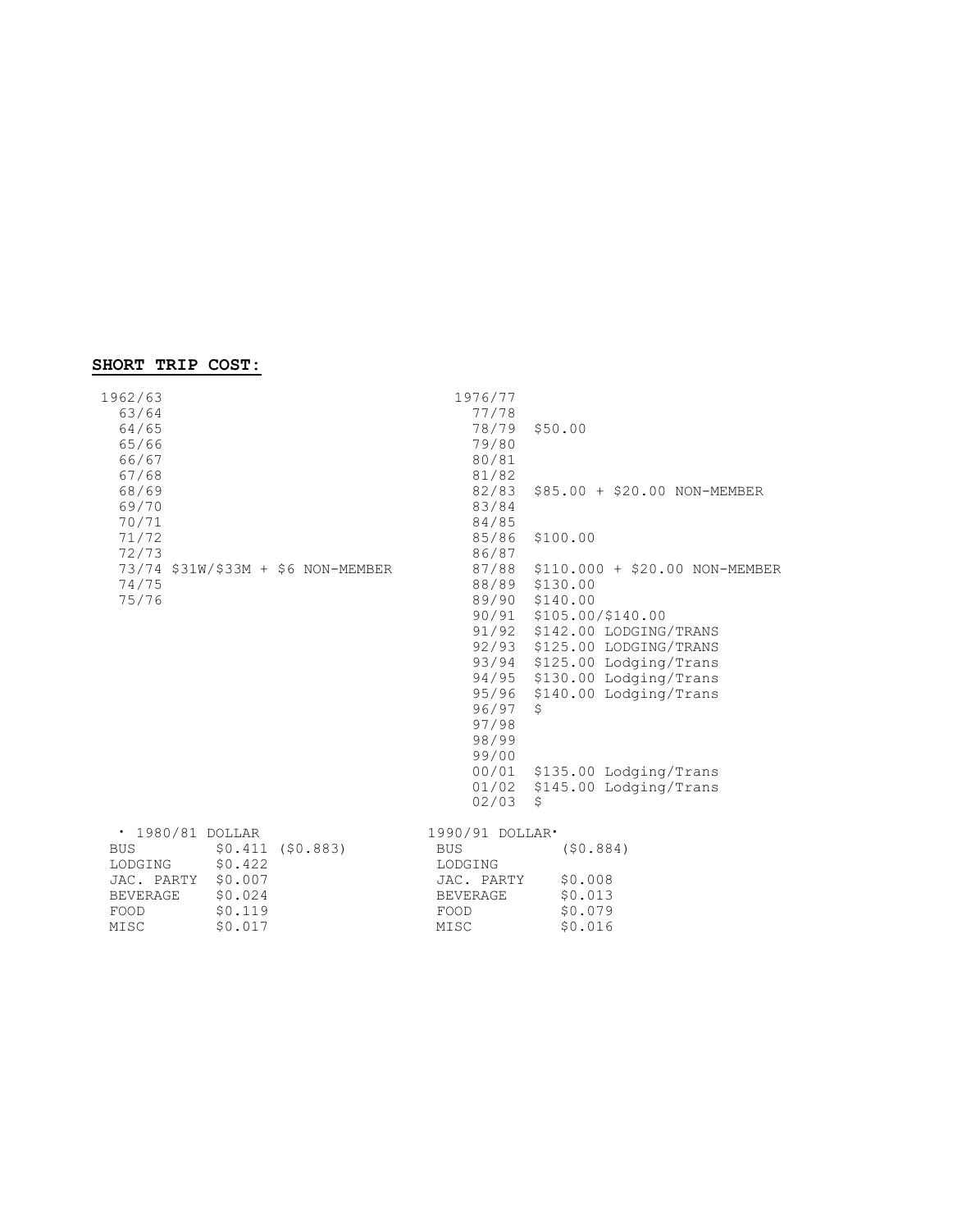**SHORT TRIP COST:**

| Year | Cost |
|---|---|
| 1962/63 | |
| 63/64 | |
| 64/65 | |
| 65/66 | |
| 66/67 | |
| 67/68 | |
| 68/69 | |
| 69/70 | |
| 70/71 | |
| 71/72 | |
| 72/73 | |
| 73/74 | $31W/$33M + $6 NON-MEMBER |
| 74/75 | |
| 75/76 | |

| Year | Cost |
|---|---|
| 1976/77 | |
| 77/78 | |
| 78/79 | $50.00 |
| 79/80 | |
| 80/81 | |
| 81/82 | |
| 82/83 | $85.00 + $20.00 NON-MEMBER |
| 83/84 | |
| 84/85 | |
| 85/86 | $100.00 |
| 86/87 | |
| 87/88 | $110.000 + $20.00 NON-MEMBER |
| 88/89 | $130.00 |
| 89/90 | $140.00 |
| 90/91 | $105.00/$140.00 |
| 91/92 | $142.00 LODGING/TRANS |
| 92/93 | $125.00 LODGING/TRANS |
| 93/94 | $125.00 Lodging/Trans |
| 94/95 | $130.00 Lodging/Trans |
| 95/96 | $140.00 Lodging/Trans |
| 96/97 | $ |
| 97/98 | |
| 98/99 | |
| 99/00 | |
| 00/01 | $135.00 Lodging/Trans |
| 01/02 | $145.00 Lodging/Trans |
| 02/03 | $ |

· 1980/81 DOLLAR

| | | |
|---|---|---|
| BUS | $0.411 | ($0.883) |
| LODGING | $0.422 | |
| JAC. PARTY | $0.007 | |
| BEVERAGE | $0.024 | |
| FOOD | $0.119 | |
| MISC | $0.017 | |

1990/91 DOLLAR·

| | |
|---|---|
| BUS | ($0.884) |
| LODGING | |
| JAC. PARTY | $0.008 |
| BEVERAGE | $0.013 |
| FOOD | $0.079 |
| MISC | $0.016 |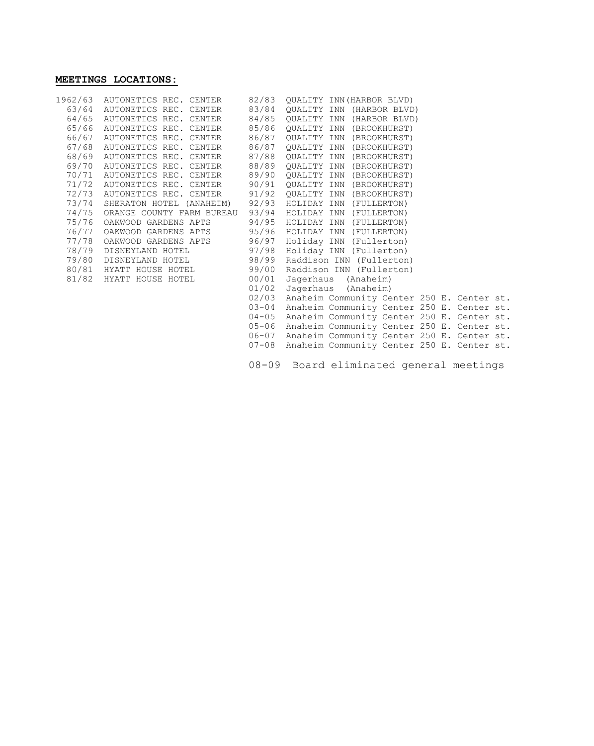**MEETINGS LOCATIONS:**

| Year | Location | Year | Location |
|---|---|---|---|
| 1962/63 | AUTONETICS REC. CENTER | 82/83 | QUALITY INN(HARBOR BLVD) |
| 63/64 | AUTONETICS REC. CENTER | 83/84 | QUALITY INN (HARBOR BLVD) |
| 64/65 | AUTONETICS REC. CENTER | 84/85 | QUALITY INN (HARBOR BLVD) |
| 65/66 | AUTONETICS REC. CENTER | 85/86 | QUALITY INN (BROOKHURST) |
| 66/67 | AUTONETICS REC. CENTER | 86/87 | QUALITY INN (BROOKHURST) |
| 67/68 | AUTONETICS REC. CENTER | 86/87 | QUALITY INN (BROOKHURST) |
| 68/69 | AUTONETICS REC. CENTER | 87/88 | QUALITY INN (BROOKHURST) |
| 69/70 | AUTONETICS REC. CENTER | 88/89 | QUALITY INN (BROOKHURST) |
| 70/71 | AUTONETICS REC. CENTER | 89/90 | QUALITY INN (BROOKHURST) |
| 71/72 | AUTONETICS REC. CENTER | 90/91 | QUALITY INN (BROOKHURST) |
| 72/73 | AUTONETICS REC. CENTER | 91/92 | QUALITY INN (BROOKHURST) |
| 73/74 | SHERATON HOTEL (ANAHEIM) | 92/93 | HOLIDAY INN (FULLERTON) |
| 74/75 | ORANGE COUNTY FARM BUREAU | 93/94 | HOLIDAY INN (FULLERTON) |
| 75/76 | OAKWOOD GARDENS APTS | 94/95 | HOLIDAY INN (FULLERTON) |
| 76/77 | OAKWOOD GARDENS APTS | 95/96 | HOLIDAY INN (FULLERTON) |
| 77/78 | OAKWOOD GARDENS APTS | 96/97 | Holiday INN (Fullerton) |
| 78/79 | DISNEYLAND HOTEL | 97/98 | Holiday INN (Fullerton) |
| 79/80 | DISNEYLAND HOTEL | 98/99 | Raddison INN (Fullerton) |
| 80/81 | HYATT HOUSE HOTEL | 99/00 | Raddison INN (Fullerton) |
| 81/82 | HYATT HOUSE HOTEL | 00/01 | Jagerhaus (Anaheim) |
| | | 01/02 | Jagerhaus (Anaheim) |
| | | 02/03 | Anaheim Community Center 250 E. Center st. |
| | | 03-04 | Anaheim Community Center 250 E. Center st. |
| | | 04-05 | Anaheim Community Center 250 E. Center st. |
| | | 05-06 | Anaheim Community Center 250 E. Center st. |
| | | 06-07 | Anaheim Community Center 250 E. Center st. |
| | | 07-08 | Anaheim Community Center 250 E. Center st. |

08-09 Board eliminated general meetings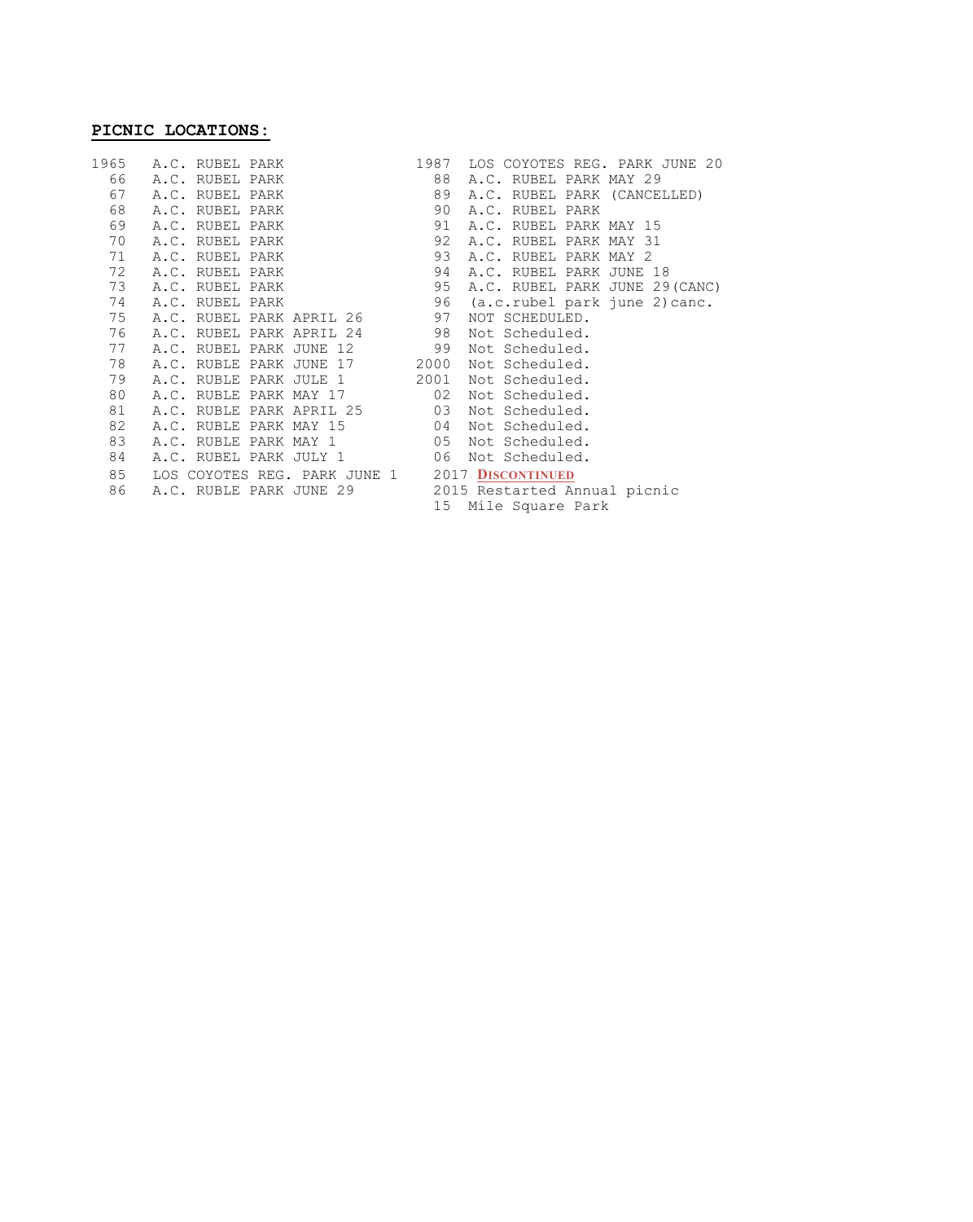**PICNIC LOCATIONS:**

| Year | Location | Year | Location |
|---|---|---|---|
| 1965 | A.C. RUBEL PARK | 1987 | LOS COYOTES REG. PARK JUNE 20 |
| 66 | A.C. RUBEL PARK | 88 | A.C. RUBEL PARK MAY 29 |
| 67 | A.C. RUBEL PARK | 89 | A.C. RUBEL PARK (CANCELLED) |
| 68 | A.C. RUBEL PARK | 90 | A.C. RUBEL PARK |
| 69 | A.C. RUBEL PARK | 91 | A.C. RUBEL PARK MAY 15 |
| 70 | A.C. RUBEL PARK | 92 | A.C. RUBEL PARK MAY 31 |
| 71 | A.C. RUBEL PARK | 93 | A.C. RUBEL PARK MAY 2 |
| 72 | A.C. RUBEL PARK | 94 | A.C. RUBEL PARK JUNE 18 |
| 73 | A.C. RUBEL PARK | 95 | A.C. RUBEL PARK JUNE 29(CANC) |
| 74 | A.C. RUBEL PARK | 96 | (a.c.rubel park june 2)canc. |
| 75 | A.C. RUBEL PARK APRIL 26 | 97 | NOT SCHEDULED. |
| 76 | A.C. RUBEL PARK APRIL 24 | 98 | Not Scheduled. |
| 77 | A.C. RUBEL PARK JUNE 12 | 99 | Not Scheduled. |
| 78 | A.C. RUBLE PARK JUNE 17 | 2000 | Not Scheduled. |
| 79 | A.C. RUBLE PARK JULE 1 | 2001 | Not Scheduled. |
| 80 | A.C. RUBLE PARK MAY 17 | 02 | Not Scheduled. |
| 81 | A.C. RUBLE PARK APRIL 25 | 03 | Not Scheduled. |
| 82 | A.C. RUBLE PARK MAY 15 | 04 | Not Scheduled. |
| 83 | A.C. RUBLE PARK MAY 1 | 05 | Not Scheduled. |
| 84 | A.C. RUBEL PARK JULY 1 | 06 | Not Scheduled. |
| 85 | LOS COYOTES REG. PARK JUNE 1 | 2017 | **DISCONTINUED** |
| 86 | A.C. RUBLE PARK JUNE 29 | 2015 | Restarted Annual picnic |
| | | 15 | Mile Square Park |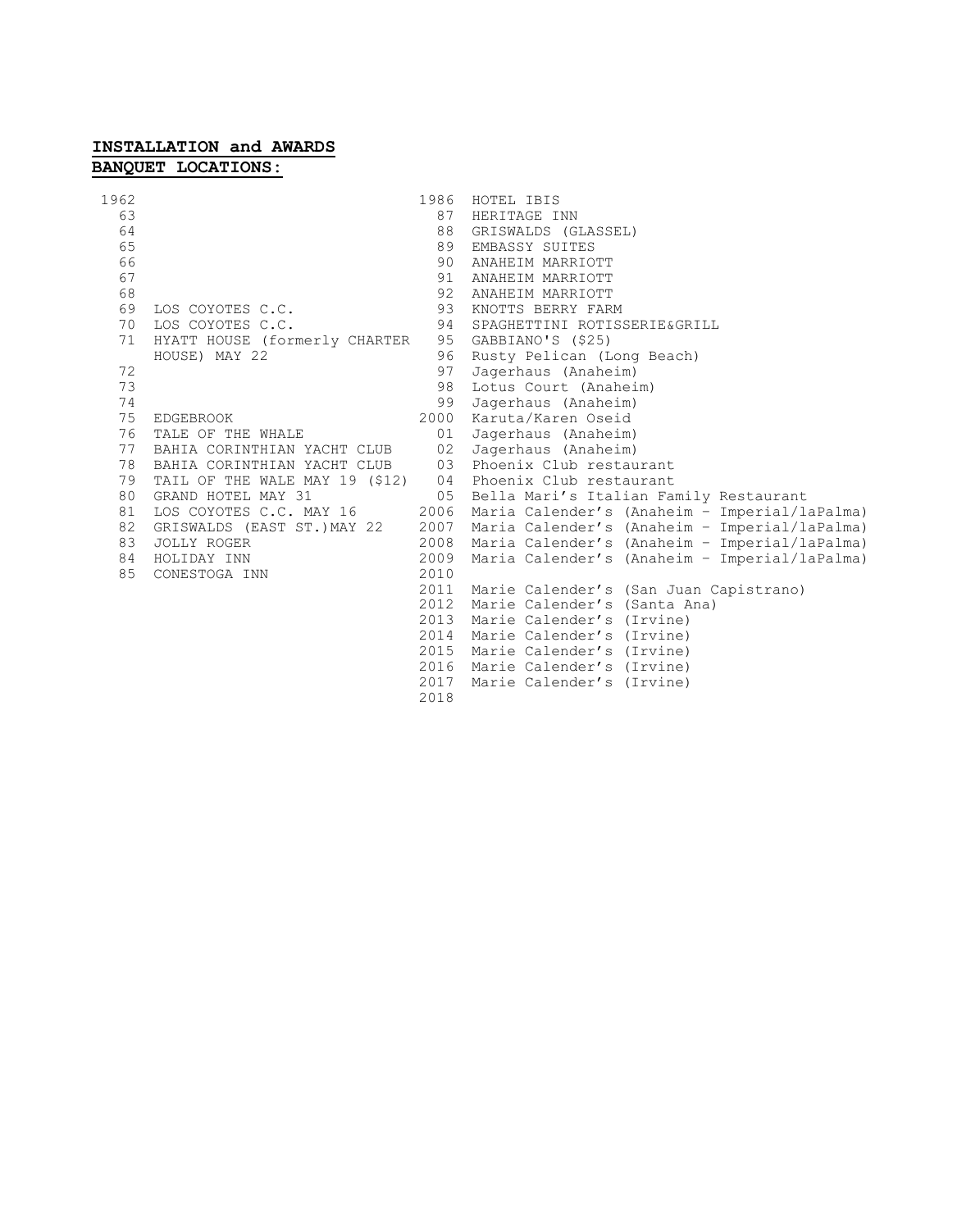## INSTALLATION and AWARDS BANQUET LOCATIONS:

| Year | Location |
| --- | --- |
| 1962 | |
| 63 | |
| 64 | |
| 65 | |
| 66 | |
| 67 | |
| 68 | |
| 69 | LOS COYOTES C.C. |
| 70 | LOS COYOTES C.C. |
| 71 | HYATT HOUSE (formerly CHARTER HOUSE) MAY 22 |
| 72 | |
| 73 | |
| 74 | |
| 75 | EDGEBROOK |
| 76 | TALE OF THE WHALE |
| 77 | BAHIA CORINTHIAN YACHT CLUB |
| 78 | BAHIA CORINTHIAN YACHT CLUB |
| 79 | TAIL OF THE WALE MAY 19 ($12) |
| 80 | GRAND HOTEL MAY 31 |
| 81 | LOS COYOTES C.C. MAY 16 |
| 82 | GRISWALDS (EAST ST.)MAY 22 |
| 83 | JOLLY ROGER |
| 84 | HOLIDAY INN |
| 85 | CONESTOGA INN |
| 1986 | HOTEL IBIS |
| 87 | HERITAGE INN |
| 88 | GRISWALDS (GLASSEL) |
| 89 | EMBASSY SUITES |
| 90 | ANAHEIM MARRIOTT |
| 91 | ANAHEIM MARRIOTT |
| 92 | ANAHEIM MARRIOTT |
| 93 | KNOTTS BERRY FARM |
| 94 | SPAGHETTINI ROTISSERIE&GRILL |
| 95 | GABBIANO'S ($25) |
| 96 | Rusty Pelican (Long Beach) |
| 97 | Jagerhaus (Anaheim) |
| 98 | Lotus Court (Anaheim) |
| 99 | Jagerhaus (Anaheim) |
| 2000 | Karuta/Karen Oseid |
| 01 | Jagerhaus (Anaheim) |
| 02 | Jagerhaus (Anaheim) |
| 03 | Phoenix Club restaurant |
| 04 | Phoenix Club restaurant |
| 05 | Bella Mari's Italian Family Restaurant |
| 2006 | Maria Calender's (Anaheim – Imperial/laPalma) |
| 2007 | Maria Calender's (Anaheim – Imperial/laPalma) |
| 2008 | Maria Calender's (Anaheim – Imperial/laPalma) |
| 2009 | Maria Calender's (Anaheim – Imperial/laPalma) |
| 2010 | |
| 2011 | Marie Calender's (San Juan Capistrano) |
| 2012 | Marie Calender's (Santa Ana) |
| 2013 | Marie Calender's (Irvine) |
| 2014 | Marie Calender's (Irvine) |
| 2015 | Marie Calender's (Irvine) |
| 2016 | Marie Calender's (Irvine) |
| 2017 | Marie Calender's (Irvine) |
| 2018 | |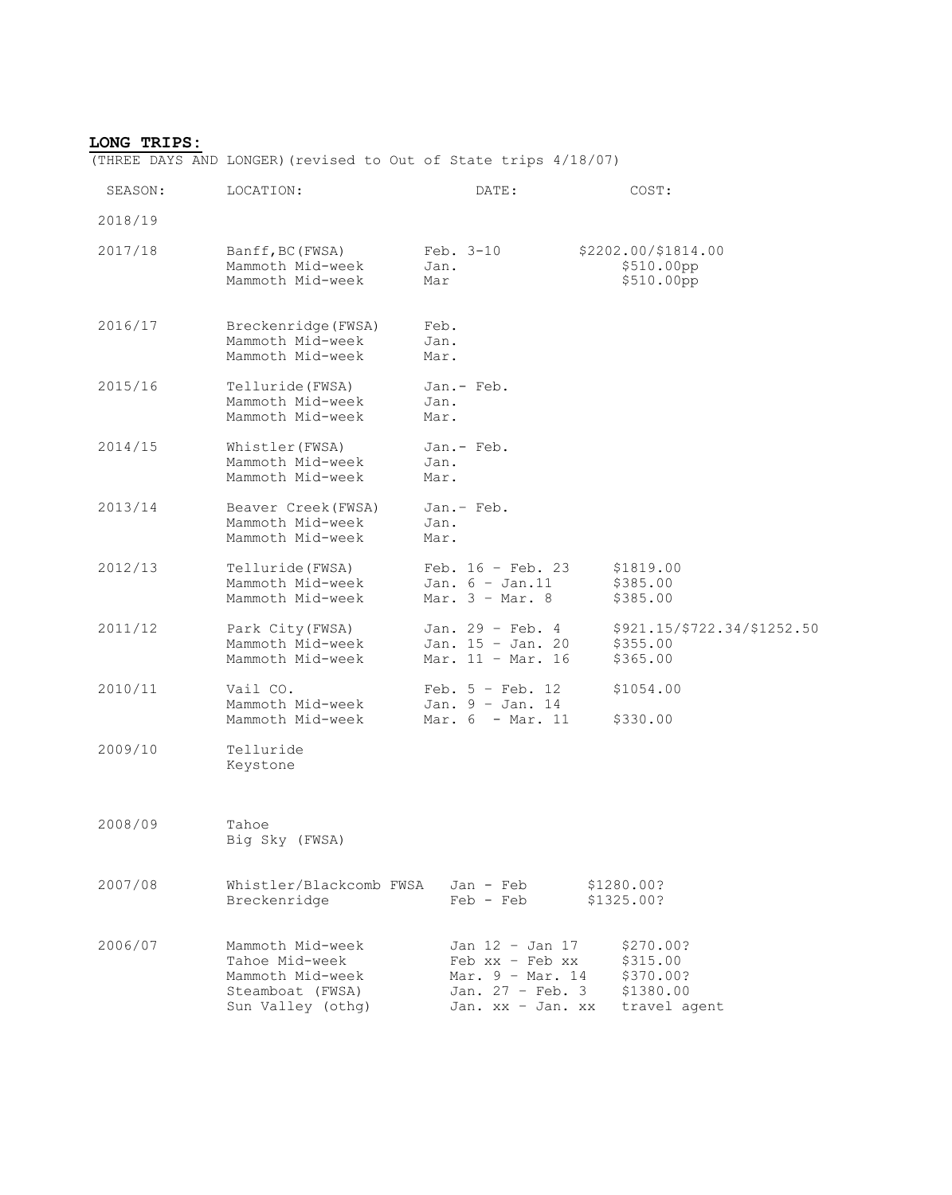**LONG TRIPS:**

(THREE DAYS AND LONGER)(revised to Out of State trips 4/18/07)

| SEASON: | LOCATION: | DATE: | COST: |
|---|---|---|---|
| 2018/19 | | | |
| 2017/18 | Banff,BC(FWSA) | Feb. 3-10 | $2202.00/$1814.00 |
| | Mammoth Mid-week | Jan. | $510.00pp |
| | Mammoth Mid-week | Mar | $510.00pp |
| 2016/17 | Breckenridge(FWSA) | Feb. | |
| | Mammoth Mid-week | Jan. | |
| | Mammoth Mid-week | Mar. | |
| 2015/16 | Telluride(FWSA) | Jan.- Feb. | |
| | Mammoth Mid-week | Jan. | |
| | Mammoth Mid-week | Mar. | |
| 2014/15 | Whistler(FWSA) | Jan.- Feb. | |
| | Mammoth Mid-week | Jan. | |
| | Mammoth Mid-week | Mar. | |
| 2013/14 | Beaver Creek(FWSA) | Jan.- Feb. | |
| | Mammoth Mid-week | Jan. | |
| | Mammoth Mid-week | Mar. | |
| 2012/13 | Telluride(FWSA) | Feb. 16 - Feb. 23 | $1819.00 |
| | Mammoth Mid-week | Jan. 6 - Jan.11 | $385.00 |
| | Mammoth Mid-week | Mar. 3 - Mar. 8 | $385.00 |
| 2011/12 | Park City(FWSA) | Jan. 29 - Feb. 4 | $921.15/$722.34/$1252.50 |
| | Mammoth Mid-week | Jan. 15 - Jan. 20 | $355.00 |
| | Mammoth Mid-week | Mar. 11 - Mar. 16 | $365.00 |
| 2010/11 | Vail CO. | Feb. 5 - Feb. 12 | $1054.00 |
| | Mammoth Mid-week | Jan. 9 - Jan. 14 | |
| | Mammoth Mid-week | Mar. 6 - Mar. 11 | $330.00 |
| 2009/10 | Telluride | | |
| | Keystone | | |
| 2008/09 | Tahoe | | |
| | Big Sky (FWSA) | | |
| 2007/08 | Whistler/Blackcomb FWSA | Jan - Feb | $1280.00? |
| | Breckenridge | Feb - Feb | $1325.00? |
| 2006/07 | Mammoth Mid-week | Jan 12 - Jan 17 | $270.00? |
| | Tahoe Mid-week | Feb xx - Feb xx | $315.00 |
| | Mammoth Mid-week | Mar. 9 - Mar. 14 | $370.00? |
| | Steamboat (FWSA) | Jan. 27 - Feb. 3 | $1380.00 |
| | Sun Valley (othg) | Jan. xx - Jan. xx | travel agent |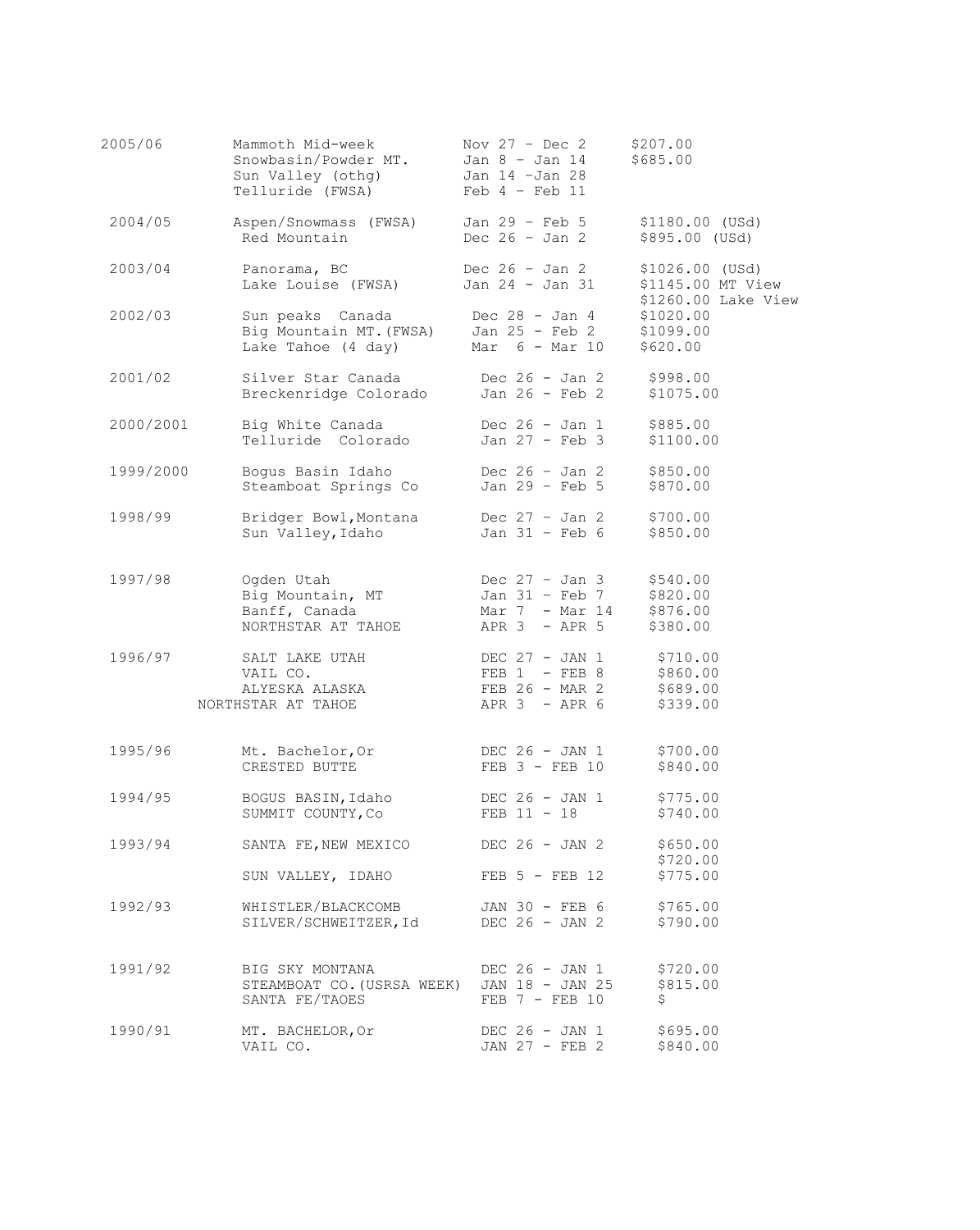| | | | |
|---|---|---|---|
| 2005/06 | Mammoth Mid-week | Nov 27 - Dec 2 | $207.00 |
| | Snowbasin/Powder MT. | Jan 8 - Jan 14 | $685.00 |
| | Sun Valley (othg) | Jan 14 -Jan 28 | |
| | Telluride (FWSA) | Feb 4 - Feb 11 | |
| 2004/05 | Aspen/Snowmass (FWSA) | Jan 29 - Feb 5 | $1180.00 (USd) |
| | Red Mountain | Dec 26 - Jan 2 | $895.00 (USd) |
| 2003/04 | Panorama, BC | Dec 26 - Jan 2 | $1026.00 (USd) |
| | Lake Louise (FWSA) | Jan 24 - Jan 31 | $1145.00 MT View |
| | | | $1260.00 Lake View |
| 2002/03 | Sun peaks Canada | Dec 28 - Jan 4 | $1020.00 |
| | Big Mountain MT.(FWSA) | Jan 25 - Feb 2 | $1099.00 |
| | Lake Tahoe (4 day) | Mar 6 - Mar 10 | $620.00 |
| 2001/02 | Silver Star Canada | Dec 26 - Jan 2 | $998.00 |
| | Breckenridge Colorado | Jan 26 - Feb 2 | $1075.00 |
| 2000/2001 | Big White Canada | Dec 26 - Jan 1 | $885.00 |
| | Telluride Colorado | Jan 27 - Feb 3 | $1100.00 |
| 1999/2000 | Bogus Basin Idaho | Dec 26 - Jan 2 | $850.00 |
| | Steamboat Springs Co | Jan 29 - Feb 5 | $870.00 |
| 1998/99 | Bridger Bowl, Montana | Dec 27 - Jan 2 | $700.00 |
| | Sun Valley, Idaho | Jan 31 - Feb 6 | $850.00 |
| 1997/98 | Ogden Utah | Dec 27 - Jan 3 | $540.00 |
| | Big Mountain, MT | Jan 31 - Feb 7 | $820.00 |
| | Banff, Canada | Mar 7 - Mar 14 | $876.00 |
| | NORTHSTAR AT TAHOE | APR 3 - APR 5 | $380.00 |
| 1996/97 | SALT LAKE UTAH | DEC 27 - JAN 1 | $710.00 |
| | VAIL CO. | FEB 1 - FEB 8 | $860.00 |
| | ALYESKA ALASKA | FEB 26 - MAR 2 | $689.00 |
| | NORTHSTAR AT TAHOE | APR 3 - APR 6 | $339.00 |
| 1995/96 | Mt. Bachelor, Or | DEC 26 - JAN 1 | $700.00 |
| | CRESTED BUTTE | FEB 3 - FEB 10 | $840.00 |
| 1994/95 | BOGUS BASIN, Idaho | DEC 26 - JAN 1 | $775.00 |
| | SUMMIT COUNTY, Co | FEB 11 - 18 | $740.00 |
| 1993/94 | SANTA FE, NEW MEXICO | DEC 26 - JAN 2 | $650.00 |
| | | | $720.00 |
| | SUN VALLEY, IDAHO | FEB 5 - FEB 12 | $775.00 |
| 1992/93 | WHISTLER/BLACKCOMB | JAN 30 - FEB 6 | $765.00 |
| | SILVER/SCHWEITZER, Id | DEC 26 - JAN 2 | $790.00 |
| 1991/92 | BIG SKY MONTANA | DEC 26 - JAN 1 | $720.00 |
| | STEAMBOAT CO. (USRSA WEEK) | JAN 18 - JAN 25 | $815.00 |
| | SANTA FE/TAOES | FEB 7 - FEB 10 | $ |
| 1990/91 | MT. BACHELOR, Or | DEC 26 - JAN 1 | $695.00 |
| | VAIL CO. | JAN 27 - FEB 2 | $840.00 |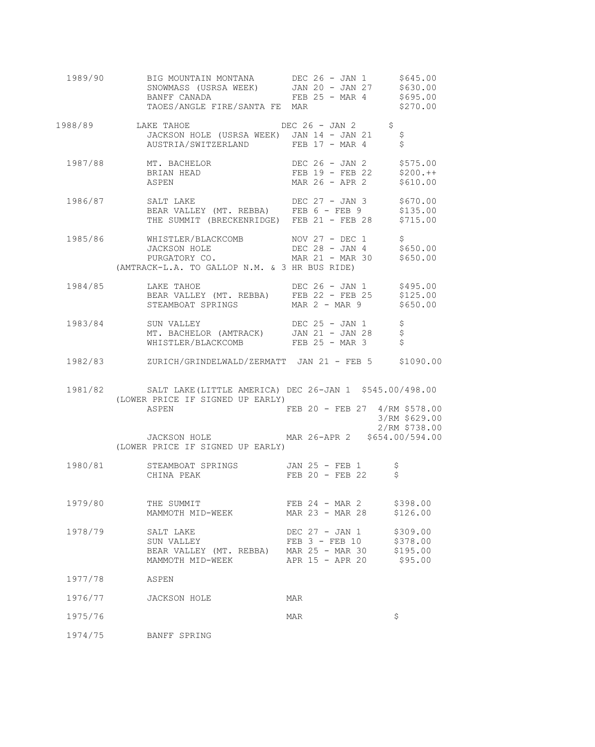| Season | Destination | Dates | Price |
|---|---|---|---|
| 1989/90 | BIG MOUNTAIN MONTANA | DEC 26 - JAN 1 | $645.00 |
| | SNOWMASS (USRSA WEEK) | JAN 20 - JAN 27 | $630.00 |
| | BANFF CANADA | FEB 25 - MAR 4 | $695.00 |
| | TAOES/ANGLE FIRE/SANTA FE | MAR | $270.00 |
| 1988/89 | LAKE TAHOE | DEC 26 - JAN 2 | $ |
| | JACKSON HOLE (USRSA WEEK) | JAN 14 - JAN 21 | $ |
| | AUSTRIA/SWITZERLAND | FEB 17 - MAR 4 | $ |
| 1987/88 | MT. BACHELOR | DEC 26 - JAN 2 | $575.00 |
| | BRIAN HEAD | FEB 19 - FEB 22 | $200.++ |
| | ASPEN | MAR 26 - APR 2 | $610.00 |
| 1986/87 | SALT LAKE | DEC 27 - JAN 3 | $670.00 |
| | BEAR VALLEY (MT. REBBA) | FEB 6 - FEB 9 | $135.00 |
| | THE SUMMIT (BRECKENRIDGE) | FEB 21 - FEB 28 | $715.00 |
| 1985/86 | WHISTLER/BLACKCOMB | NOV 27 - DEC 1 | $ |
| | JACKSON HOLE | DEC 28 - JAN 4 | $650.00 |
| | PURGATORY CO. | MAR 21 - MAR 30 | $650.00 |
| | (AMTRACK-L.A. TO GALLOP N.M. & 3 HR BUS RIDE) | | |
| 1984/85 | LAKE TAHOE | DEC 26 - JAN 1 | $495.00 |
| | BEAR VALLEY (MT. REBBA) | FEB 22 - FEB 25 | $125.00 |
| | STEAMBOAT SPRINGS | MAR 2 - MAR 9 | $650.00 |
| 1983/84 | SUN VALLEY | DEC 25 - JAN 1 | $ |
| | MT. BACHELOR (AMTRACK) | JAN 21 - JAN 28 | $ |
| | WHISTLER/BLACKCOMB | FEB 25 - MAR 3 | $ |
| 1982/83 | ZURICH/GRINDELWALD/ZERMATT | JAN 21 - FEB 5 | $1090.00 |
| 1981/82 | SALT LAKE(LITTLE AMERICA) | DEC 26-JAN 1 | $545.00/498.00 |
| | (LOWER PRICE IF SIGNED UP EARLY) | | |
| | ASPEN | FEB 20 - FEB 27 | 4/RM $578.00<br>3/RM $629.00<br>2/RM $738.00 |
| | JACKSON HOLE | MAR 26-APR 2 | $654.00/594.00 |
| | (LOWER PRICE IF SIGNED UP EARLY) | | |
| 1980/81 | STEAMBOAT SPRINGS | JAN 25 - FEB 1 | $ |
| | CHINA PEAK | FEB 20 - FEB 22 | $ |
| 1979/80 | THE SUMMIT | FEB 24 - MAR 2 | $398.00 |
| | MAMMOTH MID-WEEK | MAR 23 - MAR 28 | $126.00 |
| 1978/79 | SALT LAKE | DEC 27 - JAN 1 | $309.00 |
| | SUN VALLEY | FEB 3 - FEB 10 | $378.00 |
| | BEAR VALLEY (MT. REBBA) | MAR 25 - MAR 30 | $195.00 |
| | MAMMOTH MID-WEEK | APR 15 - APR 20 | $95.00 |
| 1977/78 | ASPEN | | |
| 1976/77 | JACKSON HOLE | MAR | |
| 1975/76 | | MAR | $ |
| 1974/75 | BANFF SPRING | | |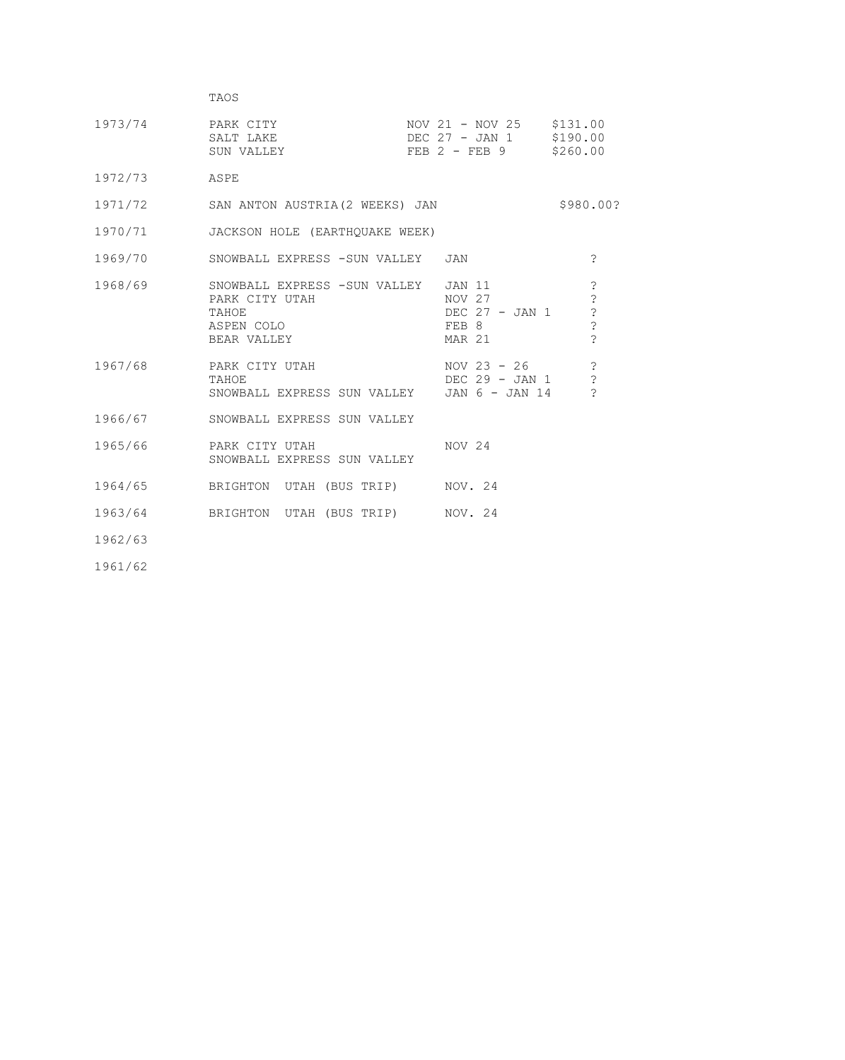| | TAOS | | |
|---|---|---|---|
| 1973/74 | PARK CITY | NOV 21 - NOV 25 | $131.00 |
| | SALT LAKE | DEC 27 - JAN 1 | $190.00 |
| | SUN VALLEY | FEB 2 - FEB 9 | $260.00 |
| 1972/73 | ASPE | | |
| 1971/72 | SAN ANTON AUSTRIA(2 WEEKS) JAN | | $980.00? |
| 1970/71 | JACKSON HOLE (EARTHQUAKE WEEK) | | |
| 1969/70 | SNOWBALL EXPRESS -SUN VALLEY | JAN | ? |
| 1968/69 | SNOWBALL EXPRESS -SUN VALLEY | JAN 11 | ? |
| | PARK CITY UTAH | NOV 27 | ? |
| | TAHOE | DEC 27 - JAN 1 | ? |
| | ASPEN COLO | FEB 8 | ? |
| | BEAR VALLEY | MAR 21 | ? |
| 1967/68 | PARK CITY UTAH | NOV 23 - 26 | ? |
| | TAHOE | DEC 29 - JAN 1 | ? |
| | SNOWBALL EXPRESS SUN VALLEY | JAN 6 - JAN 14 | ? |
| 1966/67 | SNOWBALL EXPRESS SUN VALLEY | | |
| 1965/66 | PARK CITY UTAH | NOV 24 | |
| | SNOWBALL EXPRESS SUN VALLEY | | |
| 1964/65 | BRIGHTON UTAH (BUS TRIP) | NOV. 24 | |
| 1963/64 | BRIGHTON UTAH (BUS TRIP) | NOV. 24 | |
| 1962/63 | | | |
| 1961/62 | | | |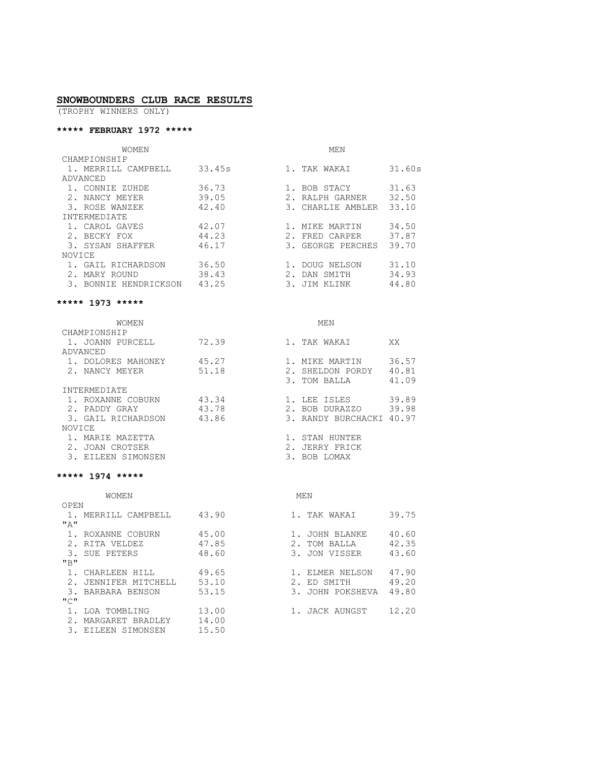## SNOWBOUNDERS CLUB RACE RESULTS

(TROPHY WINNERS ONLY)

### ***** FEBRUARY 1972 *****

| WOMEN | | MEN | |
|---|---|---|---|
| CHAMPIONSHIP | | | |
| 1. MERRILL CAMPBELL | 33.45s | 1. TAK WAKAI | 31.60s |
| ADVANCED | | | |
| 1. CONNIE ZUHDE | 36.73 | 1. BOB STACY | 31.63 |
| 2. NANCY MEYER | 39.05 | 2. RALPH GARNER | 32.50 |
| 3. ROSE WANZEK | 42.40 | 3. CHARLIE AMBLER | 33.10 |
| INTERMEDIATE | | | |
| 1. CAROL GAVES | 42.07 | 1. MIKE MARTIN | 34.50 |
| 2. BECKY FOX | 44.23 | 2. FRED CARPER | 37.87 |
| 3. SYSAN SHAFFER | 46.17 | 3. GEORGE PERCHES | 39.70 |
| NOVICE | | | |
| 1. GAIL RICHARDSON | 36.50 | 1. DOUG NELSON | 31.10 |
| 2. MARY ROUND | 38.43 | 2. DAN SMITH | 34.93 |
| 3. BONNIE HENDRICKSON | 43.25 | 3. JIM KLINK | 44.80 |

### ***** 1973 *****

| WOMEN | | MEN | |
|---|---|---|---|
| CHAMPIONSHIP | | | |
| 1. JOANN PURCELL | 72.39 | 1. TAK WAKAI | XX |
| ADVANCED | | | |
| 1. DOLORES MAHONEY | 45.27 | 1. MIKE MARTIN | 36.57 |
| 2. NANCY MEYER | 51.18 | 2. SHELDON PORDY | 40.81 |
| | | 3. TOM BALLA | 41.09 |
| INTERMEDIATE | | | |
| 1. ROXANNE COBURN | 43.34 | 1. LEE ISLES | 39.89 |
| 2. PADDY GRAY | 43.78 | 2. BOB DURAZZO | 39.98 |
| 3. GAIL RICHARDSON | 43.86 | 3. RANDY BURCHACKI | 40.97 |
| NOVICE | | | |
| 1. MARIE MAZETTA | | 1. STAN HUNTER | |
| 2. JOAN CROTSER | | 2. JERRY FRICK | |
| 3. EILEEN SIMONSEN | | 3. BOB LOMAX | |

### ***** 1974 *****

| WOMEN | | MEN | |
|---|---|---|---|
| OPEN | | | |
| 1. MERRILL CAMPBELL | 43.90 | 1. TAK WAKAI | 39.75 |
| "A" | | | |
| 1. ROXANNE COBURN | 45.00 | 1. JOHN BLANKE | 40.60 |
| 2. RITA VELDEZ | 47.85 | 2. TOM BALLA | 42.35 |
| 3. SUE PETERS | 48.60 | 3. JON VISSER | 43.60 |
| "B" | | | |
| 1. CHARLEEN HILL | 49.65 | 1. ELMER NELSON | 47.90 |
| 2. JENNIFER MITCHELL | 53.10 | 2. ED SMITH | 49.20 |
| 3. BARBARA BENSON | 53.15 | 3. JOHN POKSHEVA | 49.80 |
| "C" | | | |
| 1. LOA TOMBLING | 13.00 | 1. JACK AUNGST | 12.20 |
| 2. MARGARET BRADLEY | 14.00 | | |
| 3. EILEEN SIMONSEN | 15.50 | | |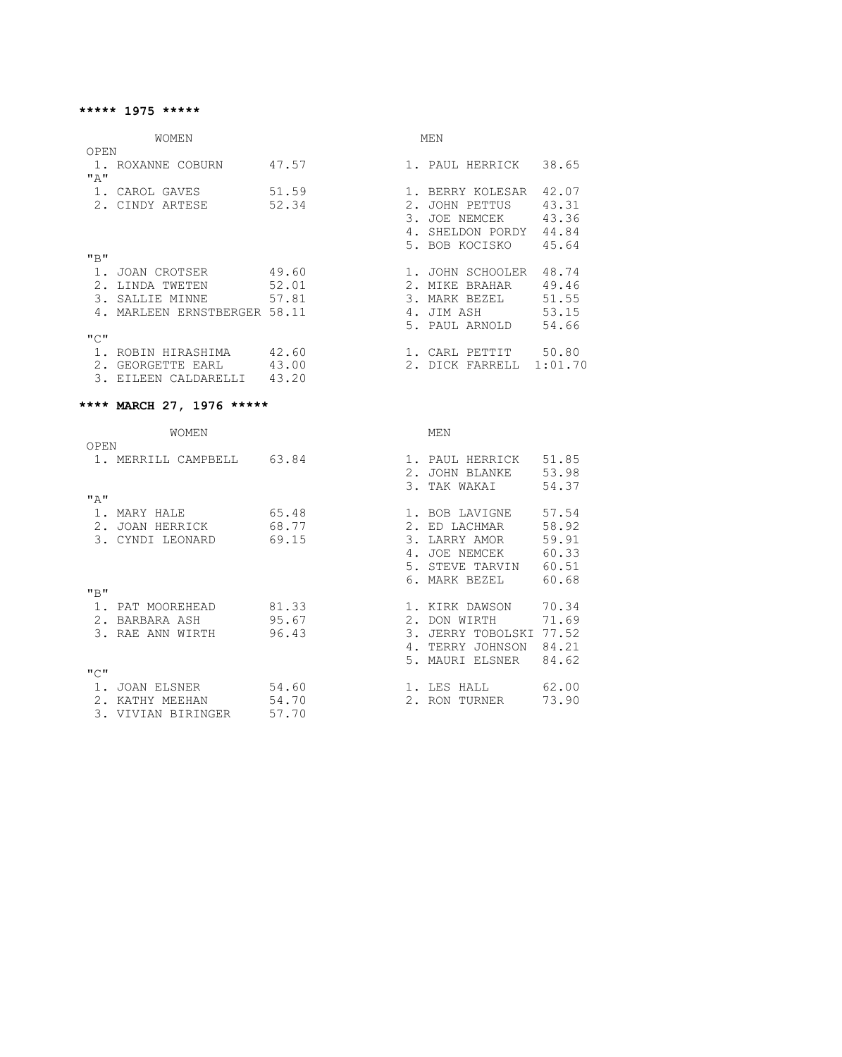## ***** 1975 *****

| WOMEN | | MEN | |
|---|---|---|---|
| **OPEN** | | | |
| 1. ROXANNE COBURN | 47.57 | 1. PAUL HERRICK | 38.65 |
| **"A"** | | | |
| 1. CAROL GAVES | 51.59 | 1. BERRY KOLESAR | 42.07 |
| 2. CINDY ARTESE | 52.34 | 2. JOHN PETTUS | 43.31 |
| | | 3. JOE NEMCEK | 43.36 |
| | | 4. SHELDON PORDY | 44.84 |
| | | 5. BOB KOCISKO | 45.64 |
| **"B"** | | | |
| 1. JOAN CROTSER | 49.60 | 1. JOHN SCHOOLER | 48.74 |
| 2. LINDA TWETEN | 52.01 | 2. MIKE BRAHAR | 49.46 |
| 3. SALLIE MINNE | 57.81 | 3. MARK BEZEL | 51.55 |
| 4. MARLEEN ERNSTBERGER | 58.11 | 4. JIM ASH | 53.15 |
| | | 5. PAUL ARNOLD | 54.66 |
| **"C"** | | | |
| 1. ROBIN HIRASHIMA | 42.60 | 1. CARL PETTIT | 50.80 |
| 2. GEORGETTE EARL | 43.00 | 2. DICK FARRELL | 1:01.70 |
| 3. EILEEN CALDARELLI | 43.20 | | |

## **** MARCH 27, 1976 *****

| WOMEN | | MEN | |
|---|---|---|---|
| **OPEN** | | | |
| 1. MERRILL CAMPBELL | 63.84 | 1. PAUL HERRICK | 51.85 |
| | | 2. JOHN BLANKE | 53.98 |
| | | 3. TAK WAKAI | 54.37 |
| **"A"** | | | |
| 1. MARY HALE | 65.48 | 1. BOB LAVIGNE | 57.54 |
| 2. JOAN HERRICK | 68.77 | 2. ED LACHMAR | 58.92 |
| 3. CYNDI LEONARD | 69.15 | 3. LARRY AMOR | 59.91 |
| | | 4. JOE NEMCEK | 60.33 |
| | | 5. STEVE TARVIN | 60.51 |
| | | 6. MARK BEZEL | 60.68 |
| **"B"** | | | |
| 1. PAT MOOREHEAD | 81.33 | 1. KIRK DAWSON | 70.34 |
| 2. BARBARA ASH | 95.67 | 2. DON WIRTH | 71.69 |
| 3. RAE ANN WIRTH | 96.43 | 3. JERRY TOBOLSKI | 77.52 |
| | | 4. TERRY JOHNSON | 84.21 |
| | | 5. MAURI ELSNER | 84.62 |
| **"C"** | | | |
| 1. JOAN ELSNER | 54.60 | 1. LES HALL | 62.00 |
| 2. KATHY MEEHAN | 54.70 | 2. RON TURNER | 73.90 |
| 3. VIVIAN BIRINGER | 57.70 | | |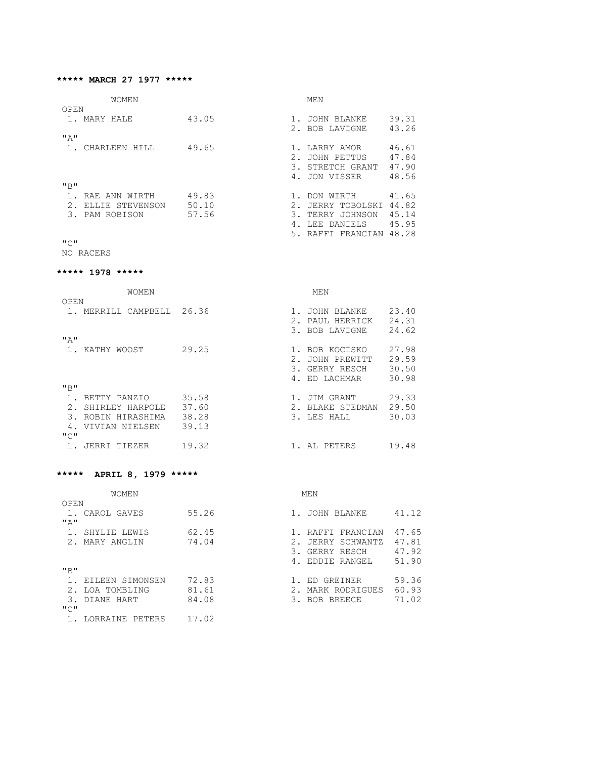**\*\*\*\*\* MARCH 27 1977 \*\*\*\*\***

| WOMEN | | MEN | |
|---|---|---|---|
| **OPEN** | | | |
| 1. MARY HALE | 43.05 | 1. JOHN BLANKE | 39.31 |
| | | 2. BOB LAVIGNE | 43.26 |
| **"A"** | | | |
| 1. CHARLEEN HILL | 49.65 | 1. LARRY AMOR | 46.61 |
| | | 2. JOHN PETTUS | 47.84 |
| | | 3. STRETCH GRANT | 47.90 |
| | | 4. JON VISSER | 48.56 |
| **"B"** | | | |
| 1. RAE ANN WIRTH | 49.83 | 1. DON WIRTH | 41.65 |
| 2. ELLIE STEVENSON | 50.10 | 2. JERRY TOBOLSKI | 44.82 |
| 3. PAM ROBISON | 57.56 | 3. TERRY JOHNSON | 45.14 |
| | | 4. LEE DANIELS | 45.95 |
| | | 5. RAFFI FRANCIAN | 48.28 |
| **"C"** | | | |
| NO RACERS | | | |

**\*\*\*\*\* 1978 \*\*\*\*\***

| WOMEN | | MEN | |
|---|---|---|---|
| **OPEN** | | | |
| 1. MERRILL CAMPBELL | 26.36 | 1. JOHN BLANKE | 23.40 |
| | | 2. PAUL HERRICK | 24.31 |
| | | 3. BOB LAVIGNE | 24.62 |
| **"A"** | | | |
| 1. KATHY WOOST | 29.25 | 1. BOB KOCISKO | 27.98 |
| | | 2. JOHN PREWITT | 29.59 |
| | | 3. GERRY RESCH | 30.50 |
| | | 4. ED LACHMAR | 30.98 |
| **"B"** | | | |
| 1. BETTY PANZIO | 35.58 | 1. JIM GRANT | 29.33 |
| 2. SHIRLEY HARPOLE | 37.60 | 2. BLAKE STEDMAN | 29.50 |
| 3. ROBIN HIRASHIMA | 38.28 | 3. LES HALL | 30.03 |
| 4. VIVIAN NIELSEN | 39.13 | | |
| **"C"** | | | |
| 1. JERRI TIEZER | 19.32 | 1. AL PETERS | 19.48 |

**\*\*\*\*\* APRIL 8, 1979 \*\*\*\*\***

| WOMEN | | MEN | |
|---|---|---|---|
| **OPEN** | | | |
| 1. CAROL GAVES | 55.26 | 1. JOHN BLANKE | 41.12 |
| **"A"** | | | |
| 1. SHYLIE LEWIS | 62.45 | 1. RAFFI FRANCIAN | 47.65 |
| 2. MARY ANGLIN | 74.04 | 2. JERRY SCHWANTZ | 47.81 |
| | | 3. GERRY RESCH | 47.92 |
| | | 4. EDDIE RANGEL | 51.90 |
| **"B"** | | | |
| 1. EILEEN SIMONSEN | 72.83 | 1. ED GREINER | 59.36 |
| 2. LOA TOMBLING | 81.61 | 2. MARK RODRIGUES | 60.93 |
| 3. DIANE HART | 84.08 | 3. BOB BREECE | 71.02 |
| **"C"** | | | |
| 1. LORRAINE PETERS | 17.02 | | |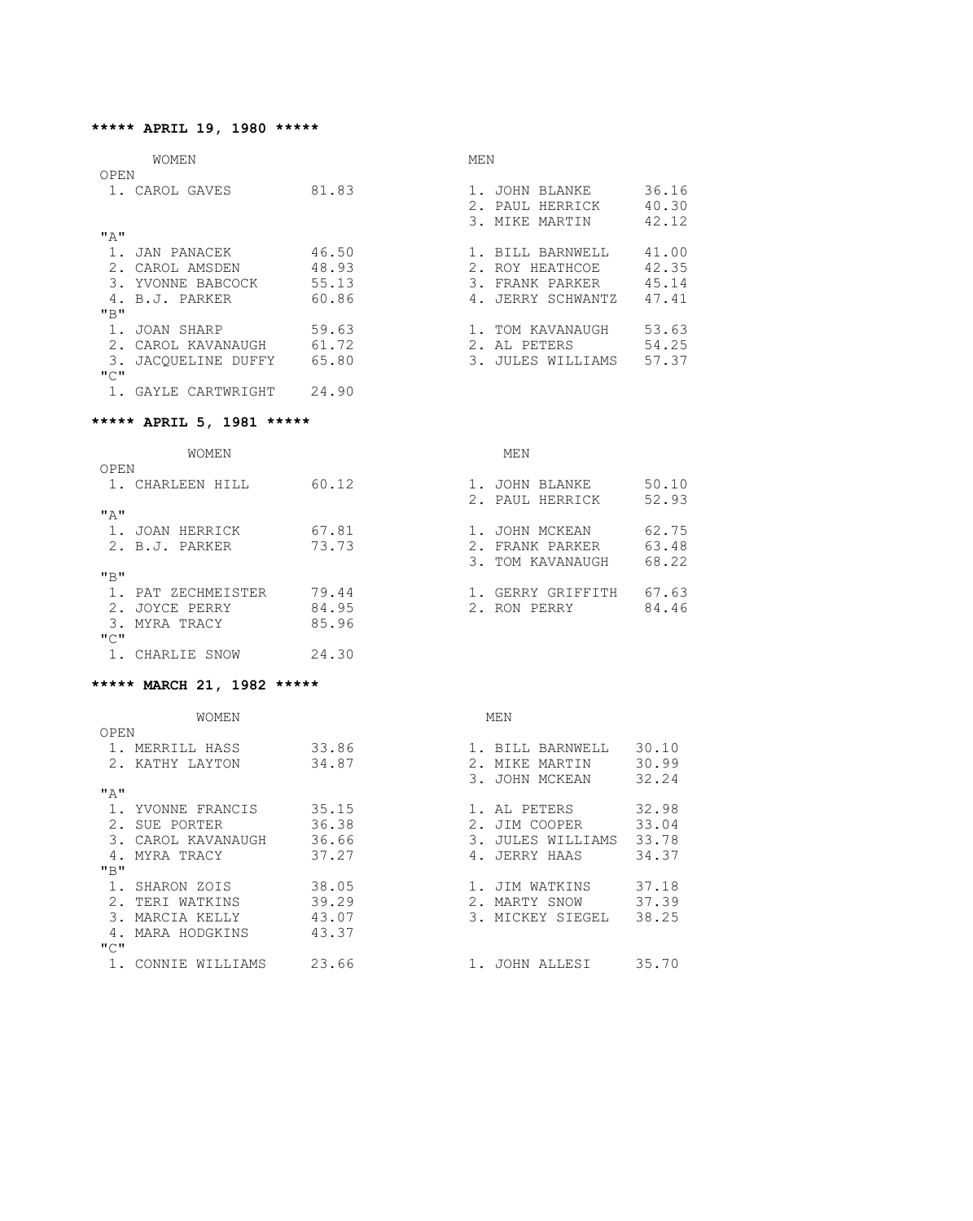**\*\*\*\*\* APRIL 19, 1980 \*\*\*\*\***

| WOMEN | | MEN | |
|---|---|---|---|
| OPEN | | | |
| 1. CAROL GAVES | 81.83 | 1. JOHN BLANKE | 36.16 |
| | | 2. PAUL HERRICK | 40.30 |
| | | 3. MIKE MARTIN | 42.12 |
| "A" | | | |
| 1. JAN PANACEK | 46.50 | 1. BILL BARNWELL | 41.00 |
| 2. CAROL AMSDEN | 48.93 | 2. ROY HEATHCOE | 42.35 |
| 3. YVONNE BABCOCK | 55.13 | 3. FRANK PARKER | 45.14 |
| 4. B.J. PARKER | 60.86 | 4. JERRY SCHWANTZ | 47.41 |
| "B" | | | |
| 1. JOAN SHARP | 59.63 | 1. TOM KAVANAUGH | 53.63 |
| 2. CAROL KAVANAUGH | 61.72 | 2. AL PETERS | 54.25 |
| 3. JACQUELINE DUFFY | 65.80 | 3. JULES WILLIAMS | 57.37 |
| "C" | | | |
| 1. GAYLE CARTWRIGHT | 24.90 | | |

**\*\*\*\*\* APRIL 5, 1981 \*\*\*\*\***

| WOMEN | | MEN | |
|---|---|---|---|
| OPEN | | | |
| 1. CHARLEEN HILL | 60.12 | 1. JOHN BLANKE | 50.10 |
| | | 2. PAUL HERRICK | 52.93 |
| "A" | | | |
| 1. JOAN HERRICK | 67.81 | 1. JOHN MCKEAN | 62.75 |
| 2. B.J. PARKER | 73.73 | 2. FRANK PARKER | 63.48 |
| | | 3. TOM KAVANAUGH | 68.22 |
| "B" | | | |
| 1. PAT ZECHMEISTER | 79.44 | 1. GERRY GRIFFITH | 67.63 |
| 2. JOYCE PERRY | 84.95 | 2. RON PERRY | 84.46 |
| 3. MYRA TRACY | 85.96 | | |
| "C" | | | |
| 1. CHARLIE SNOW | 24.30 | | |

**\*\*\*\*\* MARCH 21, 1982 \*\*\*\*\***

| WOMEN | | MEN | |
|---|---|---|---|
| OPEN | | | |
| 1. MERRILL HASS | 33.86 | 1. BILL BARNWELL | 30.10 |
| 2. KATHY LAYTON | 34.87 | 2. MIKE MARTIN | 30.99 |
| | | 3. JOHN MCKEAN | 32.24 |
| "A" | | | |
| 1. YVONNE FRANCIS | 35.15 | 1. AL PETERS | 32.98 |
| 2. SUE PORTER | 36.38 | 2. JIM COOPER | 33.04 |
| 3. CAROL KAVANAUGH | 36.66 | 3. JULES WILLIAMS | 33.78 |
| 4. MYRA TRACY | 37.27 | 4. JERRY HAAS | 34.37 |
| "B" | | | |
| 1. SHARON ZOIS | 38.05 | 1. JIM WATKINS | 37.18 |
| 2. TERI WATKINS | 39.29 | 2. MARTY SNOW | 37.39 |
| 3. MARCIA KELLY | 43.07 | 3. MICKEY SIEGEL | 38.25 |
| 4. MARA HODGKINS | 43.37 | | |
| "C" | | | |
| 1. CONNIE WILLIAMS | 23.66 | 1. JOHN ALLESI | 35.70 |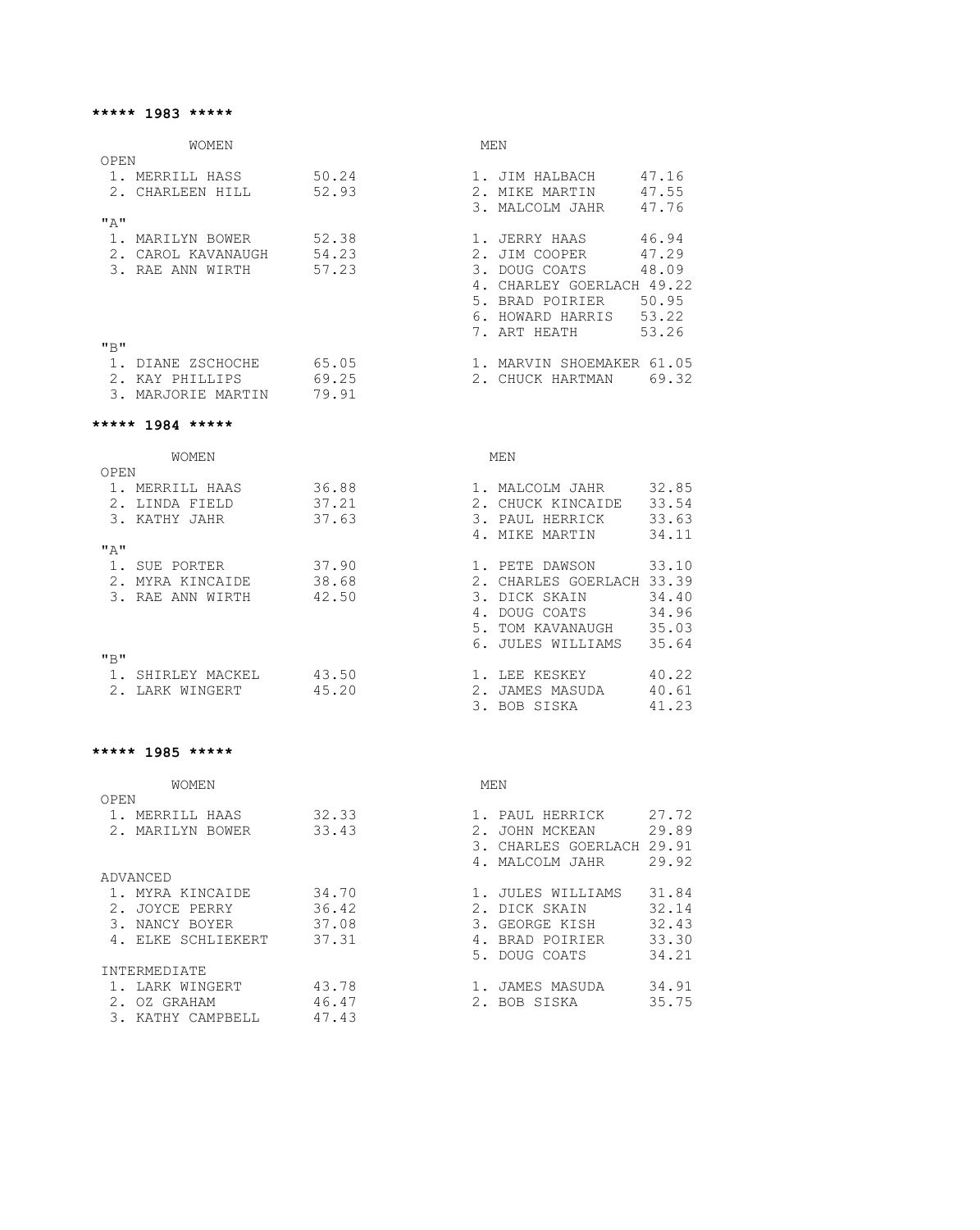**\*\*\*\*\* 1983 \*\*\*\*\***

| WOMEN | | MEN | |
|---|---|---|---|
| OPEN | | | |
| 1. MERRILL HASS | 50.24 | 1. JIM HALBACH | 47.16 |
| 2. CHARLEEN HILL | 52.93 | 2. MIKE MARTIN | 47.55 |
| | | 3. MALCOLM JAHR | 47.76 |
| "A" | | | |
| 1. MARILYN BOWER | 52.38 | 1. JERRY HAAS | 46.94 |
| 2. CAROL KAVANAUGH | 54.23 | 2. JIM COOPER | 47.29 |
| 3. RAE ANN WIRTH | 57.23 | 3. DOUG COATS | 48.09 |
| | | 4. CHARLEY GOERLACH | 49.22 |
| | | 5. BRAD POIRIER | 50.95 |
| | | 6. HOWARD HARRIS | 53.22 |
| | | 7. ART HEATH | 53.26 |
| "B" | | | |
| 1. DIANE ZSCHOCHE | 65.05 | 1. MARVIN SHOEMAKER | 61.05 |
| 2. KAY PHILLIPS | 69.25 | 2. CHUCK HARTMAN | 69.32 |
| 3. MARJORIE MARTIN | 79.91 | | |

**\*\*\*\*\* 1984 \*\*\*\*\***

| WOMEN | | MEN | |
|---|---|---|---|
| OPEN | | | |
| 1. MERRILL HAAS | 36.88 | 1. MALCOLM JAHR | 32.85 |
| 2. LINDA FIELD | 37.21 | 2. CHUCK KINCAIDE | 33.54 |
| 3. KATHY JAHR | 37.63 | 3. PAUL HERRICK | 33.63 |
| | | 4. MIKE MARTIN | 34.11 |
| "A" | | | |
| 1. SUE PORTER | 37.90 | 1. PETE DAWSON | 33.10 |
| 2. MYRA KINCAIDE | 38.68 | 2. CHARLES GOERLACH | 33.39 |
| 3. RAE ANN WIRTH | 42.50 | 3. DICK SKAIN | 34.40 |
| | | 4. DOUG COATS | 34.96 |
| | | 5. TOM KAVANAUGH | 35.03 |
| | | 6. JULES WILLIAMS | 35.64 |
| "B" | | | |
| 1. SHIRLEY MACKEL | 43.50 | 1. LEE KESKEY | 40.22 |
| 2. LARK WINGERT | 45.20 | 2. JAMES MASUDA | 40.61 |
| | | 3. BOB SISKA | 41.23 |

**\*\*\*\*\* 1985 \*\*\*\*\***

| WOMEN | | MEN | |
|---|---|---|---|
| OPEN | | | |
| 1. MERRILL HAAS | 32.33 | 1. PAUL HERRICK | 27.72 |
| 2. MARILYN BOWER | 33.43 | 2. JOHN MCKEAN | 29.89 |
| | | 3. CHARLES GOERLACH | 29.91 |
| | | 4. MALCOLM JAHR | 29.92 |
| ADVANCED | | | |
| 1. MYRA KINCAIDE | 34.70 | 1. JULES WILLIAMS | 31.84 |
| 2. JOYCE PERRY | 36.42 | 2. DICK SKAIN | 32.14 |
| 3. NANCY BOYER | 37.08 | 3. GEORGE KISH | 32.43 |
| 4. ELKE SCHLIEKERT | 37.31 | 4. BRAD POIRIER | 33.30 |
| | | 5. DOUG COATS | 34.21 |
| INTERMEDIATE | | | |
| 1. LARK WINGERT | 43.78 | 1. JAMES MASUDA | 34.91 |
| 2. OZ GRAHAM | 46.47 | 2. BOB SISKA | 35.75 |
| 3. KATHY CAMPBELL | 47.43 | | |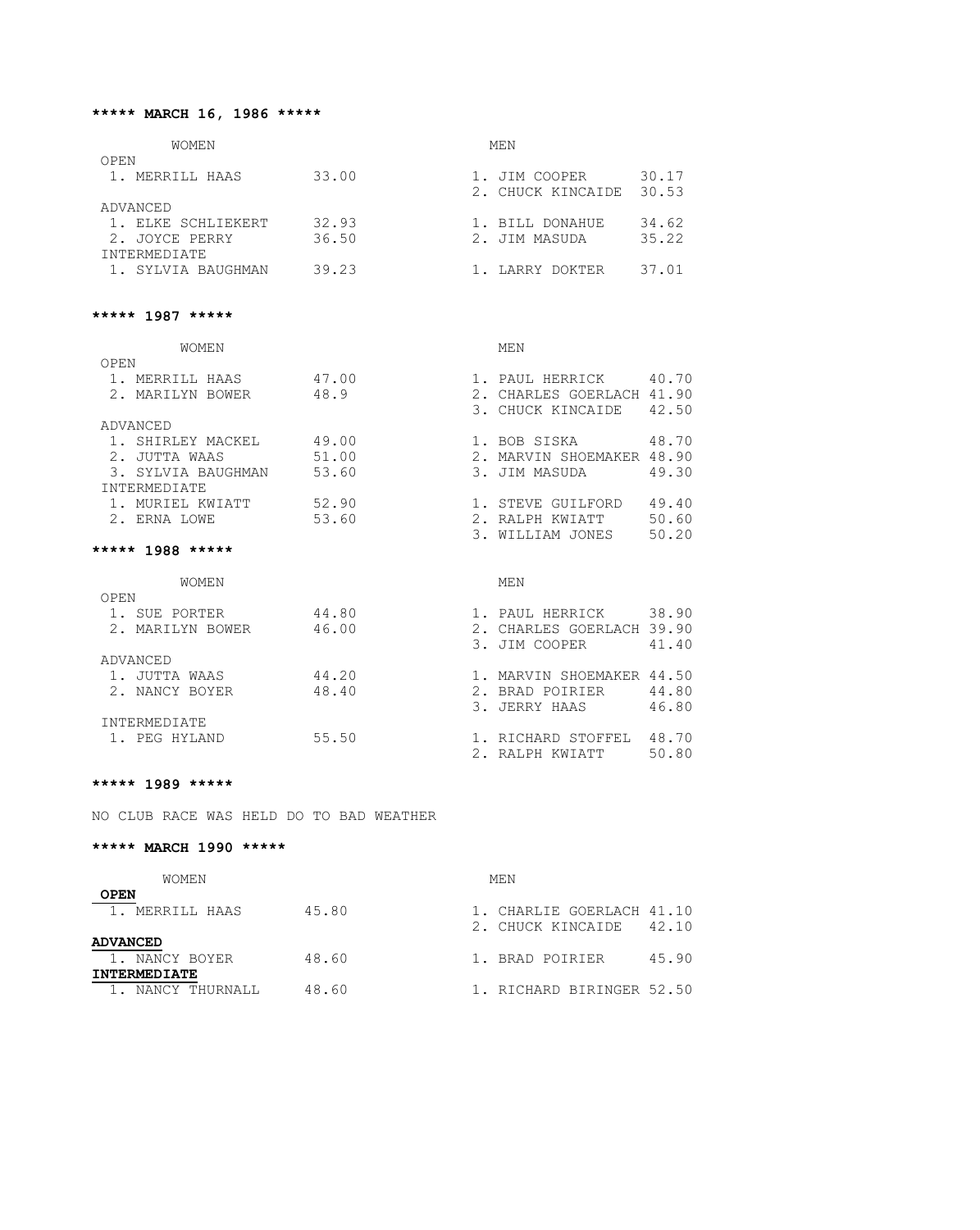**\*\*\*\*\* MARCH 16, 1986 \*\*\*\*\***

| WOMEN | | MEN | |
|---|---|---|---|
| OPEN | | | |
| 1. MERRILL HAAS | 33.00 | 1. JIM COOPER | 30.17 |
| | | 2. CHUCK KINCAIDE | 30.53 |
| ADVANCED | | | |
| 1. ELKE SCHLIEKERT | 32.93 | 1. BILL DONAHUE | 34.62 |
| 2. JOYCE PERRY | 36.50 | 2. JIM MASUDA | 35.22 |
| INTERMEDIATE | | | |
| 1. SYLVIA BAUGHMAN | 39.23 | 1. LARRY DOKTER | 37.01 |

**\*\*\*\*\* 1987 \*\*\*\*\***

| WOMEN | | MEN | |
|---|---|---|---|
| OPEN | | | |
| 1. MERRILL HAAS | 47.00 | 1. PAUL HERRICK | 40.70 |
| 2. MARILYN BOWER | 48.9 | 2. CHARLES GOERLACH | 41.90 |
| | | 3. CHUCK KINCAIDE | 42.50 |
| ADVANCED | | | |
| 1. SHIRLEY MACKEL | 49.00 | 1. BOB SISKA | 48.70 |
| 2. JUTTA WAAS | 51.00 | 2. MARVIN SHOEMAKER | 48.90 |
| 3. SYLVIA BAUGHMAN | 53.60 | 3. JIM MASUDA | 49.30 |
| INTERMEDIATE | | | |
| 1. MURIEL KWIATT | 52.90 | 1. STEVE GUILFORD | 49.40 |
| 2. ERNA LOWE | 53.60 | 2. RALPH KWIATT | 50.60 |
| | | 3. WILLIAM JONES | 50.20 |

**\*\*\*\*\* 1988 \*\*\*\*\***

| WOMEN | | MEN | |
|---|---|---|---|
| OPEN | | | |
| 1. SUE PORTER | 44.80 | 1. PAUL HERRICK | 38.90 |
| 2. MARILYN BOWER | 46.00 | 2. CHARLES GOERLACH | 39.90 |
| | | 3. JIM COOPER | 41.40 |
| ADVANCED | | | |
| 1. JUTTA WAAS | 44.20 | 1. MARVIN SHOEMAKER | 44.50 |
| 2. NANCY BOYER | 48.40 | 2. BRAD POIRIER | 44.80 |
| | | 3. JERRY HAAS | 46.80 |
| INTERMEDIATE | | | |
| 1. PEG HYLAND | 55.50 | 1. RICHARD STOFFEL | 48.70 |
| | | 2. RALPH KWIATT | 50.80 |

**\*\*\*\*\* 1989 \*\*\*\*\***

NO CLUB RACE WAS HELD DO TO BAD WEATHER

**\*\*\*\*\* MARCH 1990 \*\*\*\*\***

| WOMEN | | MEN | |
|---|---|---|---|
| **OPEN** | | | |
| 1. MERRILL HAAS | 45.80 | 1. CHARLIE GOERLACH | 41.10 |
| | | 2. CHUCK KINCAIDE | 42.10 |
| **ADVANCED** | | | |
| 1. NANCY BOYER | 48.60 | 1. BRAD POIRIER | 45.90 |
| **INTERMEDIATE** | | | |
| 1. NANCY THURNALL | 48.60 | 1. RICHARD BIRINGER | 52.50 |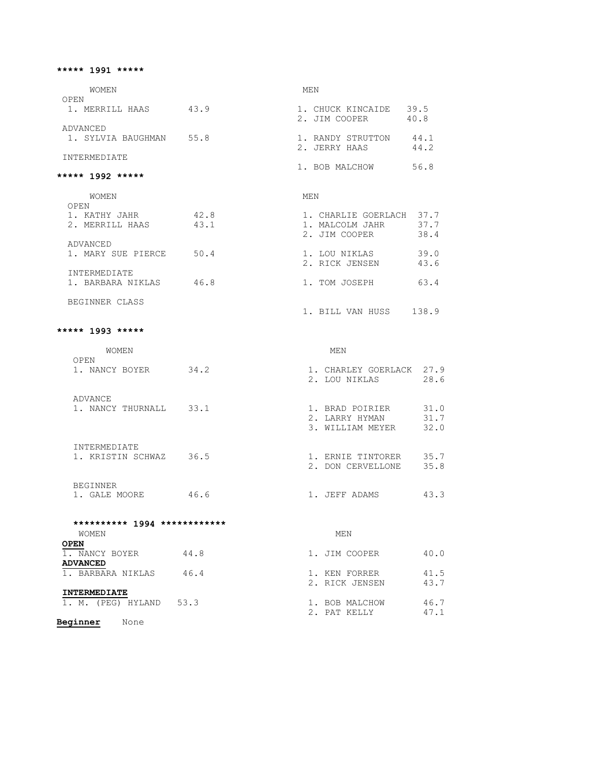**\*\*\*\*\* 1991 \*\*\*\*\***

| WOMEN | | MEN | |
|---|---|---|---|
| OPEN | | | |
| 1. MERRILL HAAS | 43.9 | 1. CHUCK KINCAIDE | 39.5 |
| | | 2. JIM COOPER | 40.8 |
| ADVANCED | | | |
| 1. SYLVIA BAUGHMAN | 55.8 | 1. RANDY STRUTTON | 44.1 |
| | | 2. JERRY HAAS | 44.2 |
| INTERMEDIATE | | | |
| | | 1. BOB MALCHOW | 56.8 |

**\*\*\*\*\* 1992 \*\*\*\*\***

| WOMEN | | MEN | |
|---|---|---|---|
| OPEN | | | |
| 1. KATHY JAHR | 42.8 | 1. CHARLIE GOERLACH | 37.7 |
| 2. MERRILL HAAS | 43.1 | 1. MALCOLM JAHR | 37.7 |
| | | 2. JIM COOPER | 38.4 |
| ADVANCED | | | |
| 1. MARY SUE PIERCE | 50.4 | 1. LOU NIKLAS | 39.0 |
| | | 2. RICK JENSEN | 43.6 |
| INTERMEDIATE | | | |
| 1. BARBARA NIKLAS | 46.8 | 1. TOM JOSEPH | 63.4 |
| BEGINNER CLASS | | | |
| | | 1. BILL VAN HUSS | 138.9 |

**\*\*\*\*\* 1993 \*\*\*\*\***

| WOMEN | | MEN | |
|---|---|---|---|
| OPEN | | | |
| 1. NANCY BOYER | 34.2 | 1. CHARLEY GOERLACK | 27.9 |
| | | 2. LOU NIKLAS | 28.6 |
| ADVANCE | | | |
| 1. NANCY THURNALL | 33.1 | 1. BRAD POIRIER | 31.0 |
| | | 2. LARRY HYMAN | 31.7 |
| | | 3. WILLIAM MEYER | 32.0 |
| INTERMEDIATE | | | |
| 1. KRISTIN SCHWAZ | 36.5 | 1. ERNIE TINTORER | 35.7 |
| | | 2. DON CERVELLONE | 35.8 |
| BEGINNER | | | |
| 1. GALE MOORE | 46.6 | 1. JEFF ADAMS | 43.3 |

**\*\*\*\*\*\*\*\*\*\* 1994 \*\*\*\*\*\*\*\*\*\*\*\***

| WOMEN | | MEN | |
|---|---|---|---|
| **OPEN** | | | |
| 1. NANCY BOYER | 44.8 | 1. JIM COOPER | 40.0 |
| **ADVANCED** | | | |
| 1. BARBARA NIKLAS | 46.4 | 1. KEN FORRER | 41.5 |
| | | 2. RICK JENSEN | 43.7 |
| **INTERMEDIATE** | | | |
| 1. M. (PEG) HYLAND | 53.3 | 1. BOB MALCHOW | 46.7 |
| | | 2. PAT KELLY | 47.1 |

**Beginner** None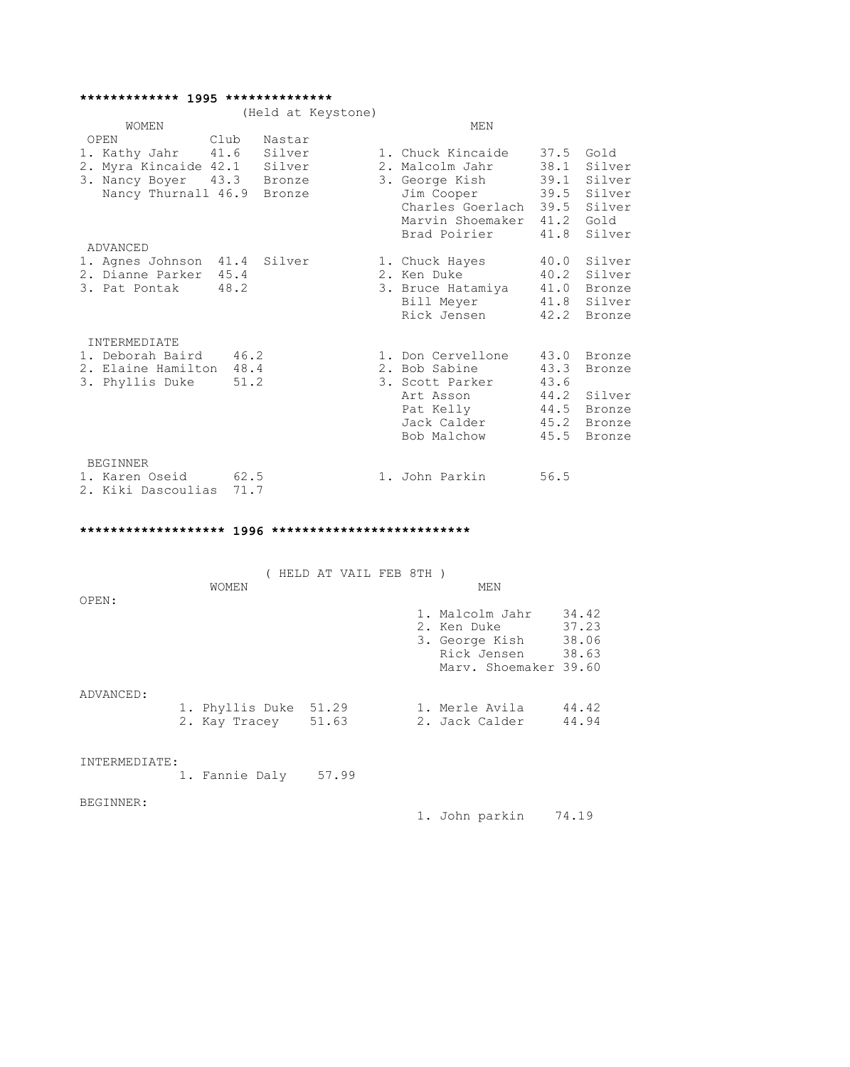## ************* 1995 **************

(Held at Keystone)

### WOMEN

| OPEN | Club | Nastar |
|---|---|---|
| 1. Kathy Jahr | 41.6 | Silver |
| 2. Myra Kincaide | 42.1 | Silver |
| 3. Nancy Boyer | 43.3 | Bronze |
| Nancy Thurnall | 46.9 | Bronze |

| ADVANCED | | |
|---|---|---|
| 1. Agnes Johnson | 41.4 | Silver |
| 2. Dianne Parker | 45.4 | |
| 3. Pat Pontak | 48.2 | |

| INTERMEDIATE | |
|---|---|
| 1. Deborah Baird | 46.2 |
| 2. Elaine Hamilton | 48.4 |
| 3. Phyllis Duke | 51.2 |

| BEGINNER | |
|---|---|
| 1. Karen Oseid | 62.5 |
| 2. Kiki Dascoulias | 71.7 |

### MEN

| OPEN | | |
|---|---|---|
| 1. Chuck Kincaide | 37.5 | Gold |
| 2. Malcolm Jahr | 38.1 | Silver |
| 3. George Kish | 39.1 | Silver |
| Jim Cooper | 39.5 | Silver |
| Charles Goerlach | 39.5 | Silver |
| Marvin Shoemaker | 41.2 | Gold |
| Brad Poirier | 41.8 | Silver |

| ADVANCED | | |
|---|---|---|
| 1. Chuck Hayes | 40.0 | Silver |
| 2. Ken Duke | 40.2 | Silver |
| 3. Bruce Hatamiya | 41.0 | Bronze |
| Bill Meyer | 41.8 | Silver |
| Rick Jensen | 42.2 | Bronze |

| INTERMEDIATE | | |
|---|---|---|
| 1. Don Cervellone | 43.0 | Bronze |
| 2. Bob Sabine | 43.3 | Bronze |
| 3. Scott Parker | 43.6 | |
| Art Asson | 44.2 | Silver |
| Pat Kelly | 44.5 | Bronze |
| Jack Calder | 45.2 | Bronze |
| Bob Malchow | 45.5 | Bronze |

| BEGINNER | |
|---|---|
| 1. John Parkin | 56.5 |

## ****************** 1996 **************************

( HELD AT VAIL FEB 8TH )

| | WOMEN | | MEN | |
|---|---|---|---|---|
| OPEN: | | | 1. Malcolm Jahr | 34.42 |
| | | | 2. Ken Duke | 37.23 |
| | | | 3. George Kish | 38.06 |
| | | | Rick Jensen | 38.63 |
| | | | Marv. Shoemaker | 39.60 |
| ADVANCED: | 1. Phyllis Duke | 51.29 | 1. Merle Avila | 44.42 |
| | 2. Kay Tracey | 51.63 | 2. Jack Calder | 44.94 |
| INTERMEDIATE: | 1. Fannie Daly | 57.99 | | |
| BEGINNER: | | | 1. John parkin | 74.19 |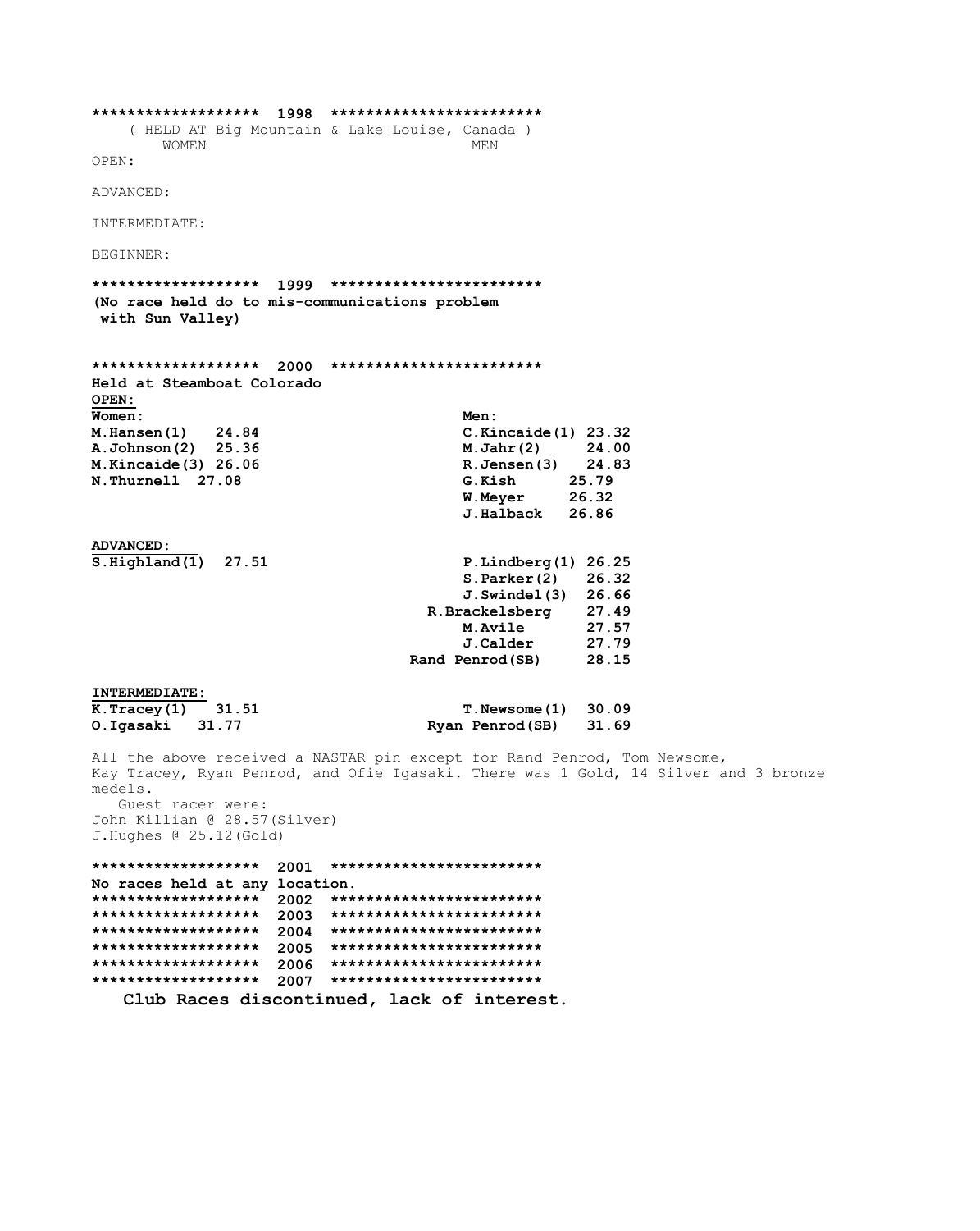**\*\*\*\*\*\*\*\*\*\*\*\*\*\*\*\*\*\*\*  1998  \*\*\*\*\*\*\*\*\*\*\*\*\*\*\*\*\*\*\*\*\*\*\*\***

( HELD AT Big Mountain & Lake Louise, Canada )

| WOMEN | MEN |
|---|---|

OPEN:

ADVANCED:

INTERMEDIATE:

BEGINNER:

**\*\*\*\*\*\*\*\*\*\*\*\*\*\*\*\*\*\*\*  1999  \*\*\*\*\*\*\*\*\*\*\*\*\*\*\*\*\*\*\*\*\*\*\*\***

**(No race held do to mis-communications problem with Sun Valley)**

**\*\*\*\*\*\*\*\*\*\*\*\*\*\*\*\*\*\*\*  2000  \*\*\*\*\*\*\*\*\*\*\*\*\*\*\*\*\*\*\*\*\*\*\*\***

**Held at Steamboat Colorado**

**OPEN:**

| Women: | | Men: | |
|---|---|---|---|
| M.Hansen(1) | 24.84 | C.Kincaide(1) | 23.32 |
| A.Johnson(2) | 25.36 | M.Jahr(2) | 24.00 |
| M.Kincaide(3) | 26.06 | R.Jensen(3) | 24.83 |
| N.Thurnell | 27.08 | G.Kish | 25.79 |
| | | W.Meyer | 26.32 |
| | | J.Halback | 26.86 |

**ADVANCED:**

| | | | |
|---|---|---|---|
| S.Highland(1) | 27.51 | P.Lindberg(1) | 26.25 |
| | | S.Parker(2) | 26.32 |
| | | J.Swindel(3) | 26.66 |
| | | R.Brackelsberg | 27.49 |
| | | M.Avile | 27.57 |
| | | J.Calder | 27.79 |
| | | Rand Penrod(SB) | 28.15 |

**INTERMEDIATE:**

| | | | |
|---|---|---|---|
| K.Tracey(1) | 31.51 | T.Newsome(1) | 30.09 |
| O.Igasaki | 31.77 | Ryan Penrod(SB) | 31.69 |

All the above received a NASTAR pin except for Rand Penrod, Tom Newsome, Kay Tracey, Ryan Penrod, and Ofie Igasaki. There was 1 Gold, 14 Silver and 3 bronze medels.

Guest racer were:
John Killian @ 28.57(Silver)
J.Hughes @ 25.12(Gold)

**\*\*\*\*\*\*\*\*\*\*\*\*\*\*\*\*\*\*\*  2001  \*\*\*\*\*\*\*\*\*\*\*\*\*\*\*\*\*\*\*\*\*\*\*\***

**No races held at any location.**

**\*\*\*\*\*\*\*\*\*\*\*\*\*\*\*\*\*\*\*  2002  \*\*\*\*\*\*\*\*\*\*\*\*\*\*\*\*\*\*\*\*\*\*\*\***

**\*\*\*\*\*\*\*\*\*\*\*\*\*\*\*\*\*\*\*  2003  \*\*\*\*\*\*\*\*\*\*\*\*\*\*\*\*\*\*\*\*\*\*\*\***

**\*\*\*\*\*\*\*\*\*\*\*\*\*\*\*\*\*\*\*  2004  \*\*\*\*\*\*\*\*\*\*\*\*\*\*\*\*\*\*\*\*\*\*\*\***

**\*\*\*\*\*\*\*\*\*\*\*\*\*\*\*\*\*\*\*  2005  \*\*\*\*\*\*\*\*\*\*\*\*\*\*\*\*\*\*\*\*\*\*\*\***

**\*\*\*\*\*\*\*\*\*\*\*\*\*\*\*\*\*\*\*  2006  \*\*\*\*\*\*\*\*\*\*\*\*\*\*\*\*\*\*\*\*\*\*\*\***

**\*\*\*\*\*\*\*\*\*\*\*\*\*\*\*\*\*\*\*  2007  \*\*\*\*\*\*\*\*\*\*\*\*\*\*\*\*\*\*\*\*\*\*\*\***

**Club Races discontinued, lack of interest.**